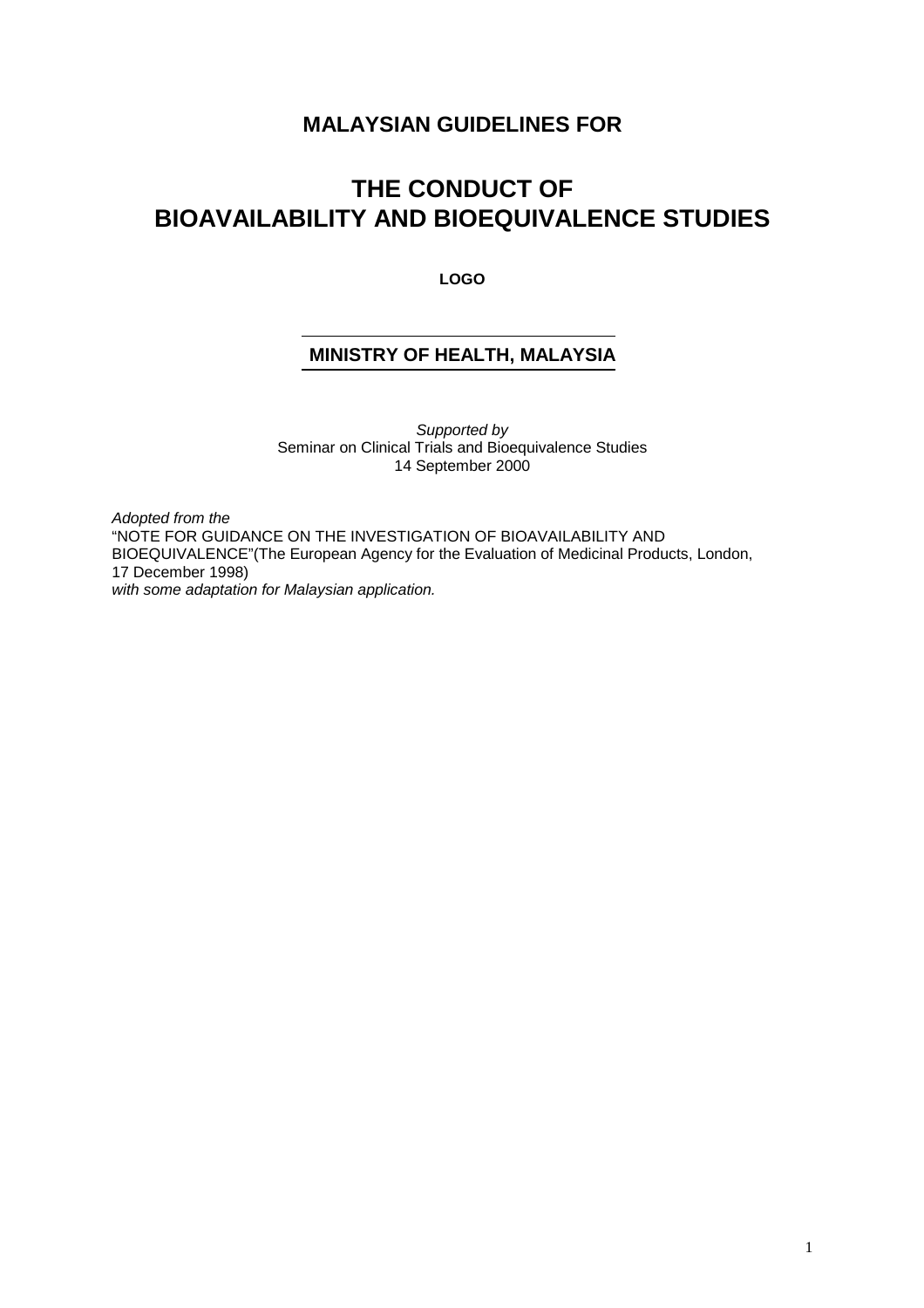# MALAYSIAN GUIDELINES FOR

# THE CONDUCT OF BIOAVAILABILITY AND BIOEQUIVALENCE STUDIES

**LOGO**

## MINISTRY OF HEALTH, MALAYSIA

*Supported by*
Seminar on Clinical Trials and Bioequivalence Studies
14 September 2000

*Adopted from the*
"NOTE FOR GUIDANCE ON THE INVESTIGATION OF BIOAVAILABILITY AND BIOEQUIVALENCE"(The European Agency for the Evaluation of Medicinal Products, London, 17 December 1998)
*with some adaptation for Malaysian application.*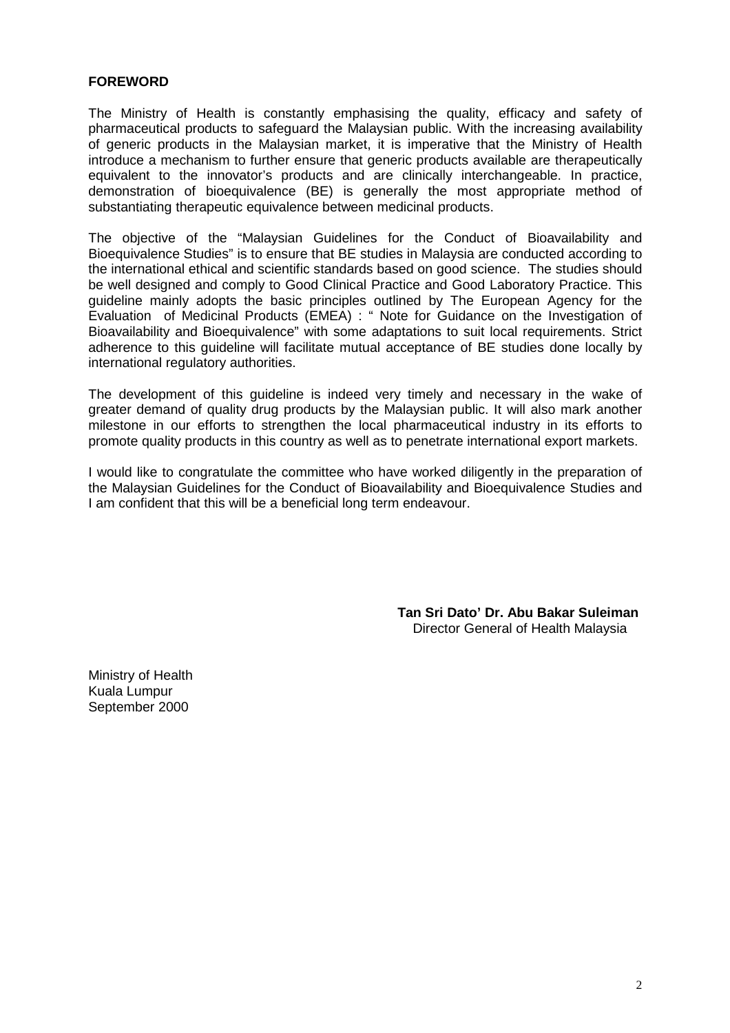## FOREWORD

The Ministry of Health is constantly emphasising the quality, efficacy and safety of pharmaceutical products to safeguard the Malaysian public. With the increasing availability of generic products in the Malaysian market, it is imperative that the Ministry of Health introduce a mechanism to further ensure that generic products available are therapeutically equivalent to the innovator's products and are clinically interchangeable. In practice, demonstration of bioequivalence (BE) is generally the most appropriate method of substantiating therapeutic equivalence between medicinal products.

The objective of the "Malaysian Guidelines for the Conduct of Bioavailability and Bioequivalence Studies" is to ensure that BE studies in Malaysia are conducted according to the international ethical and scientific standards based on good science. The studies should be well designed and comply to Good Clinical Practice and Good Laboratory Practice. This guideline mainly adopts the basic principles outlined by The European Agency for the Evaluation of Medicinal Products (EMEA) : " Note for Guidance on the Investigation of Bioavailability and Bioequivalence" with some adaptations to suit local requirements. Strict adherence to this guideline will facilitate mutual acceptance of BE studies done locally by international regulatory authorities.

The development of this guideline is indeed very timely and necessary in the wake of greater demand of quality drug products by the Malaysian public. It will also mark another milestone in our efforts to strengthen the local pharmaceutical industry in its efforts to promote quality products in this country as well as to penetrate international export markets.

I would like to congratulate the committee who have worked diligently in the preparation of the Malaysian Guidelines for the Conduct of Bioavailability and Bioequivalence Studies and I am confident that this will be a beneficial long term endeavour.

**Tan Sri Dato' Dr. Abu Bakar Suleiman**
Director General of Health Malaysia

Ministry of Health
Kuala Lumpur
September 2000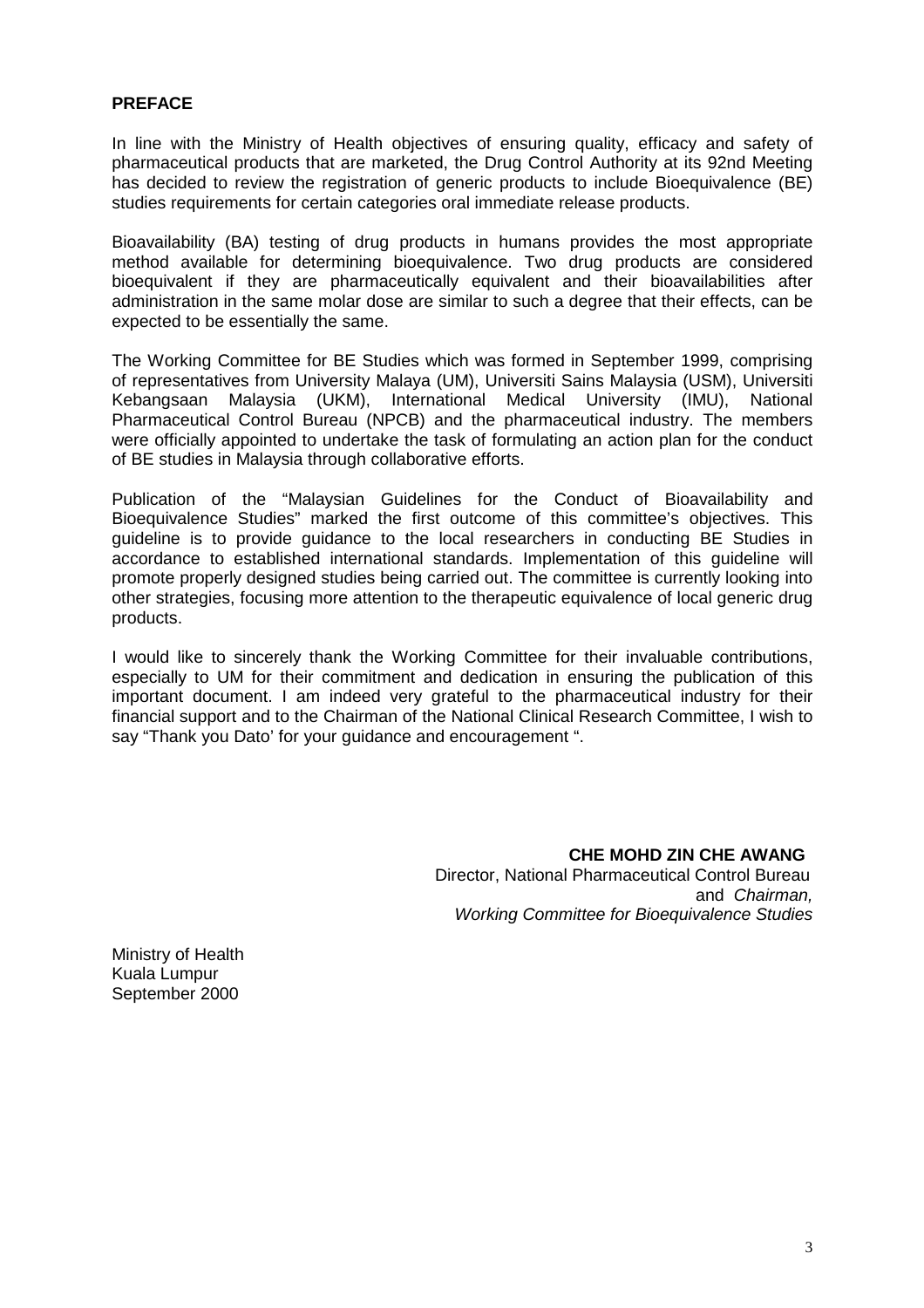## PREFACE

In line with the Ministry of Health objectives of ensuring quality, efficacy and safety of pharmaceutical products that are marketed, the Drug Control Authority at its 92nd Meeting has decided to review the registration of generic products to include Bioequivalence (BE) studies requirements for certain categories oral immediate release products.

Bioavailability (BA) testing of drug products in humans provides the most appropriate method available for determining bioequivalence. Two drug products are considered bioequivalent if they are pharmaceutically equivalent and their bioavailabilities after administration in the same molar dose are similar to such a degree that their effects, can be expected to be essentially the same.

The Working Committee for BE Studies which was formed in September 1999, comprising of representatives from University Malaya (UM), Universiti Sains Malaysia (USM), Universiti Kebangsaan Malaysia (UKM), International Medical University (IMU), National Pharmaceutical Control Bureau (NPCB) and the pharmaceutical industry. The members were officially appointed to undertake the task of formulating an action plan for the conduct of BE studies in Malaysia through collaborative efforts.

Publication of the "Malaysian Guidelines for the Conduct of Bioavailability and Bioequivalence Studies" marked the first outcome of this committee's objectives. This guideline is to provide guidance to the local researchers in conducting BE Studies in accordance to established international standards. Implementation of this guideline will promote properly designed studies being carried out. The committee is currently looking into other strategies, focusing more attention to the therapeutic equivalence of local generic drug products.

I would like to sincerely thank the Working Committee for their invaluable contributions, especially to UM for their commitment and dedication in ensuring the publication of this important document. I am indeed very grateful to the pharmaceutical industry for their financial support and to the Chairman of the National Clinical Research Committee, I wish to say "Thank you Dato' for your guidance and encouragement ".

**CHE MOHD ZIN CHE AWANG**
Director, National Pharmaceutical Control Bureau
and *Chairman,*
*Working Committee for Bioequivalence Studies*

Ministry of Health
Kuala Lumpur
September 2000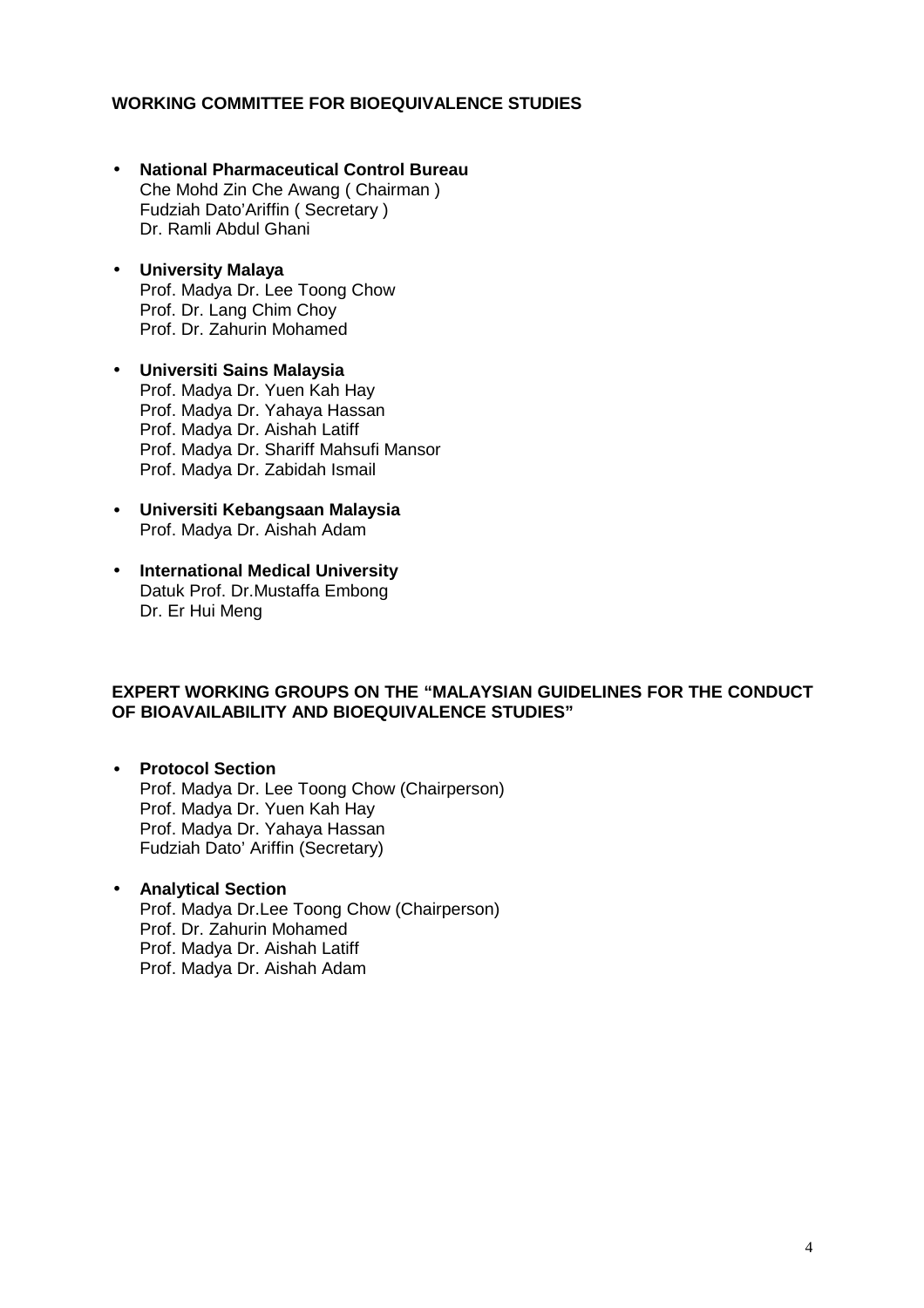## WORKING COMMITTEE FOR BIOEQUIVALENCE STUDIES

- **National Pharmaceutical Control Bureau**
  Che Mohd Zin Che Awang ( Chairman )
  Fudziah Dato'Ariffin ( Secretary )
  Dr. Ramli Abdul Ghani

- **University Malaya**
  Prof. Madya Dr. Lee Toong Chow
  Prof. Dr. Lang Chim Choy
  Prof. Dr. Zahurin Mohamed

- **Universiti Sains Malaysia**
  Prof. Madya Dr. Yuen Kah Hay
  Prof. Madya Dr. Yahaya Hassan
  Prof. Madya Dr. Aishah Latiff
  Prof. Madya Dr. Shariff Mahsufi Mansor
  Prof. Madya Dr. Zabidah Ismail

- **Universiti Kebangsaan Malaysia**
  Prof. Madya Dr. Aishah Adam

- **International Medical University**
  Datuk Prof. Dr.Mustaffa Embong
  Dr. Er Hui Meng

## EXPERT WORKING GROUPS ON THE "MALAYSIAN GUIDELINES FOR THE CONDUCT OF BIOAVAILABILITY AND BIOEQUIVALENCE STUDIES"

- **Protocol Section**
  Prof. Madya Dr. Lee Toong Chow (Chairperson)
  Prof. Madya Dr. Yuen Kah Hay
  Prof. Madya Dr. Yahaya Hassan
  Fudziah Dato' Ariffin (Secretary)

- **Analytical Section**
  Prof. Madya Dr.Lee Toong Chow (Chairperson)
  Prof. Dr. Zahurin Mohamed
  Prof. Madya Dr. Aishah Latiff
  Prof. Madya Dr. Aishah Adam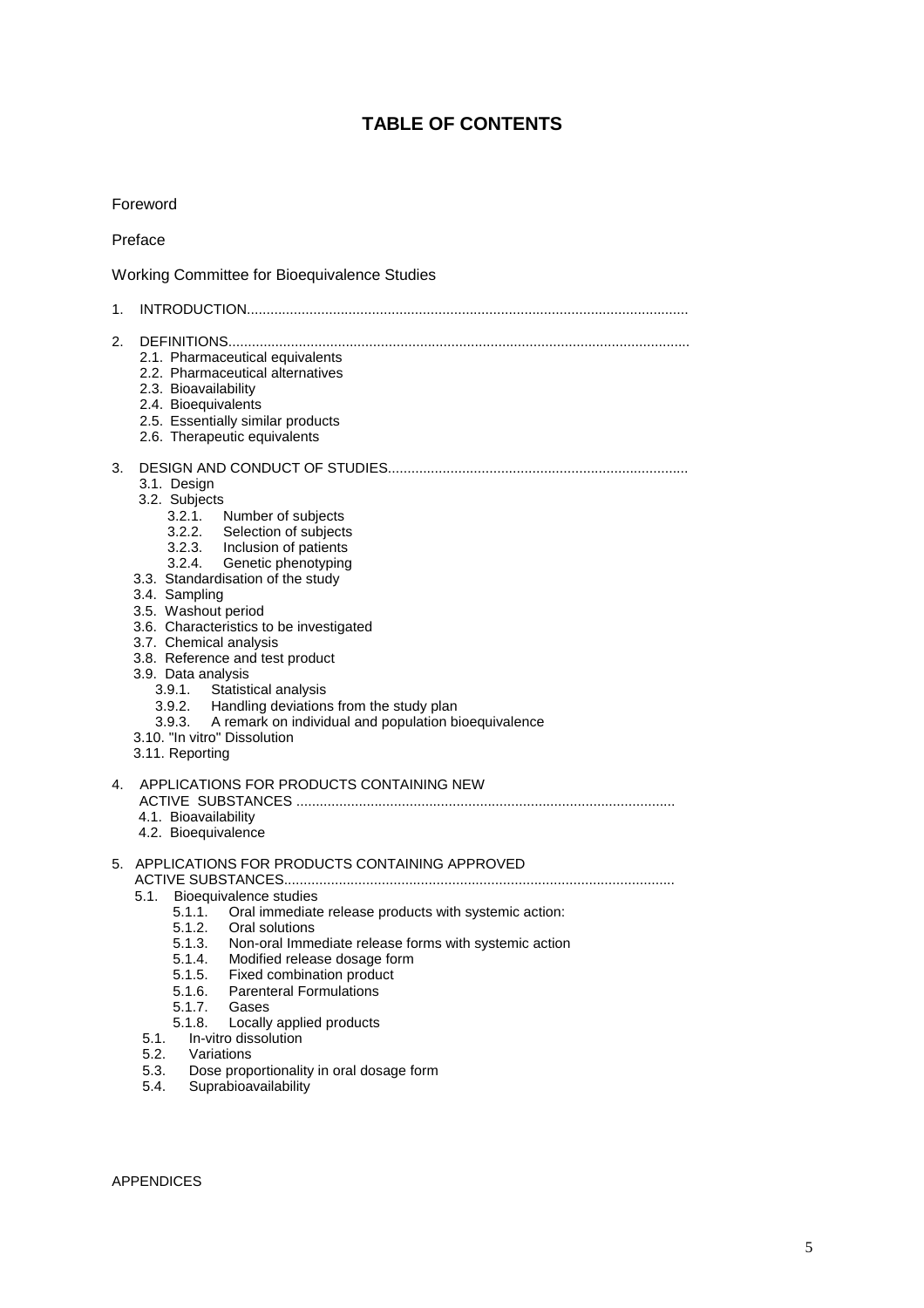# TABLE OF CONTENTS

Foreword

Preface

Working Committee for Bioequivalence Studies

1. INTRODUCTION................................................................................................................

2. DEFINITIONS.....................................................................................................................
   - 2.1. Pharmaceutical equivalents
   - 2.2. Pharmaceutical alternatives
   - 2.3. Bioavailability
   - 2.4. Bioequivalents
   - 2.5. Essentially similar products
   - 2.6. Therapeutic equivalents

3. DESIGN AND CONDUCT OF STUDIES............................................................................
   - 3.1. Design
   - 3.2. Subjects
     - 3.2.1. Number of subjects
     - 3.2.2. Selection of subjects
     - 3.2.3. Inclusion of patients
     - 3.2.4. Genetic phenotyping
   - 3.3. Standardisation of the study
   - 3.4. Sampling
   - 3.5. Washout period
   - 3.6. Characteristics to be investigated
   - 3.7. Chemical analysis
   - 3.8. Reference and test product
   - 3.9. Data analysis
     - 3.9.1. Statistical analysis
     - 3.9.2. Handling deviations from the study plan
     - 3.9.3. A remark on individual and population bioequivalence
   - 3.10. "In vitro" Dissolution
   - 3.11. Reporting

4. APPLICATIONS FOR PRODUCTS CONTAINING NEW ACTIVE SUBSTANCES ................................................................................................
   - 4.1. Bioavailability
   - 4.2. Bioequivalence

5. APPLICATIONS FOR PRODUCTS CONTAINING APPROVED ACTIVE SUBSTANCES...................................................................................................
   - 5.1. Bioequivalence studies
     - 5.1.1. Oral immediate release products with systemic action:
     - 5.1.2. Oral solutions
     - 5.1.3. Non-oral Immediate release forms with systemic action
     - 5.1.4. Modified release dosage form
     - 5.1.5. Fixed combination product
     - 5.1.6. Parenteral Formulations
     - 5.1.7. Gases
     - 5.1.8. Locally applied products
   - 5.1. In-vitro dissolution
   - 5.2. Variations
   - 5.3. Dose proportionality in oral dosage form
   - 5.4. Suprabioavailability

APPENDICES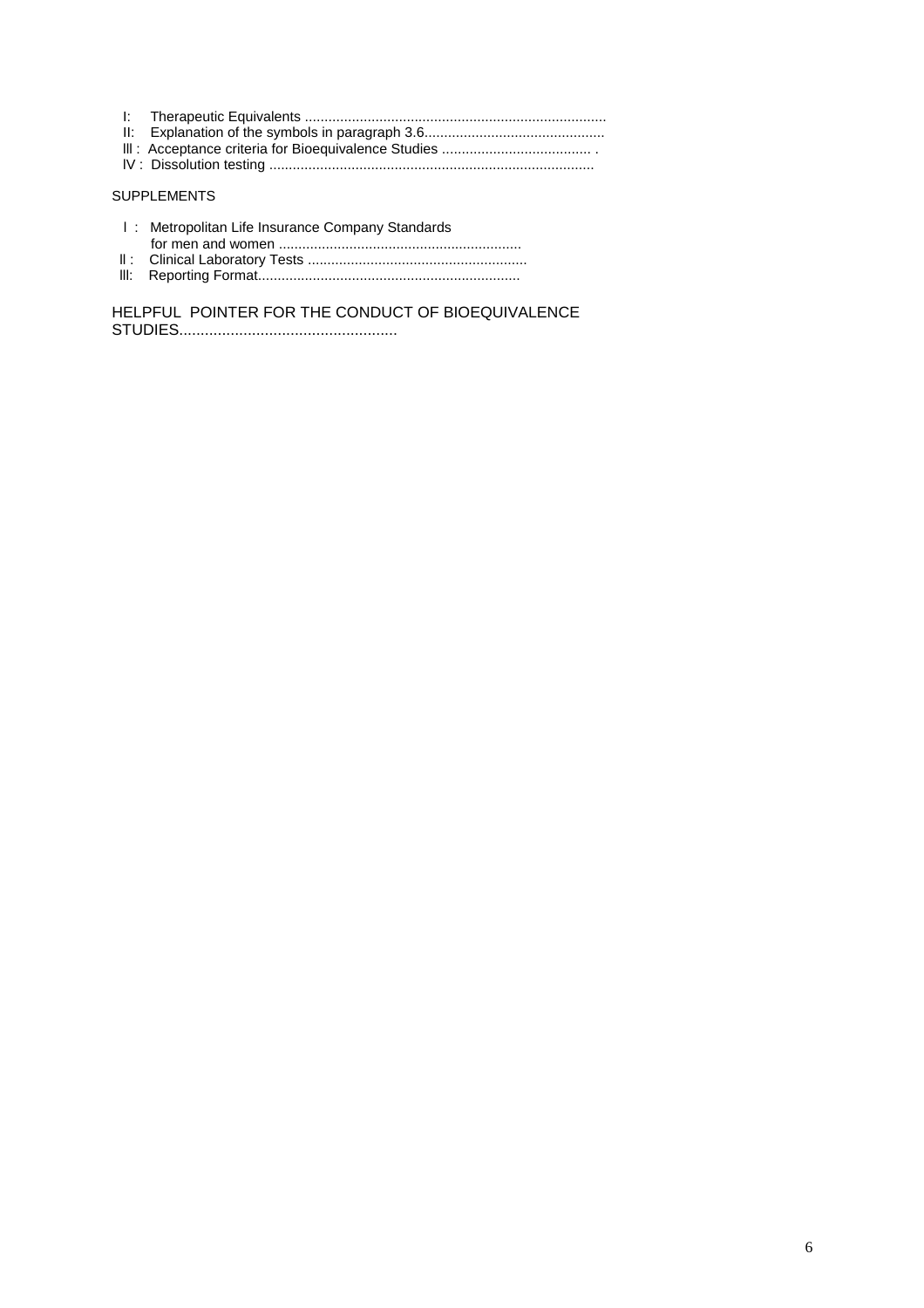I: Therapeutic Equivalents ............................................................................

II: Explanation of the symbols in paragraph 3.6.............................................

III : Acceptance criteria for Bioequivalence Studies ...................................... .

IV : Dissolution testing ..................................................................................

SUPPLEMENTS

I : Metropolitan Life Insurance Company Standards for men and women .............................................................

II : Clinical Laboratory Tests ........................................................

III: Reporting Format...................................................................

HELPFUL POINTER FOR THE CONDUCT OF BIOEQUIVALENCE STUDIES...................................................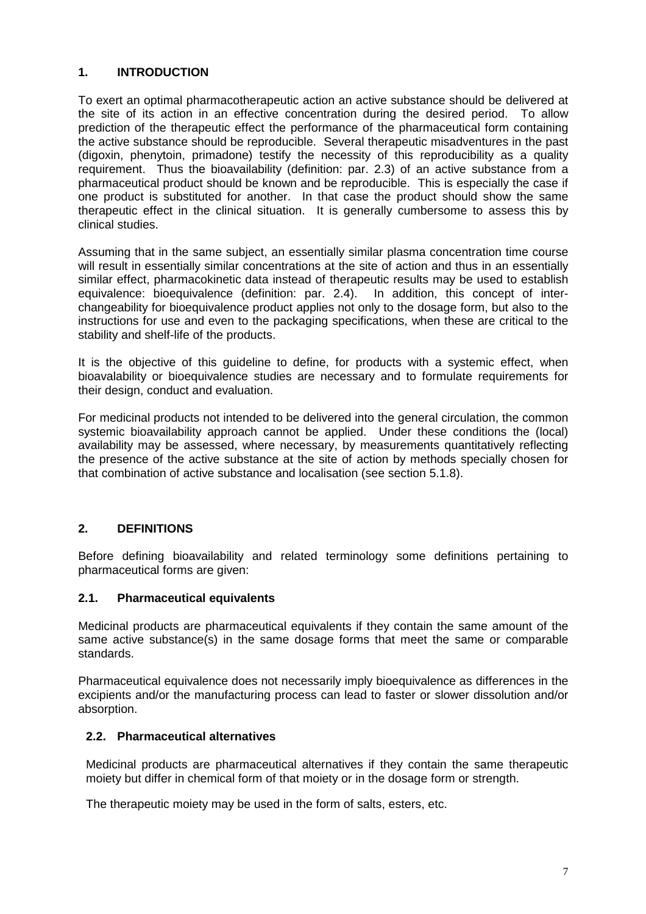## 1. INTRODUCTION

To exert an optimal pharmacotherapeutic action an active substance should be delivered at the site of its action in an effective concentration during the desired period. To allow prediction of the therapeutic effect the performance of the pharmaceutical form containing the active substance should be reproducible. Several therapeutic misadventures in the past (digoxin, phenytoin, primadone) testify the necessity of this reproducibility as a quality requirement. Thus the bioavailability (definition: par. 2.3) of an active substance from a pharmaceutical product should be known and be reproducible. This is especially the case if one product is substituted for another. In that case the product should show the same therapeutic effect in the clinical situation. It is generally cumbersome to assess this by clinical studies.

Assuming that in the same subject, an essentially similar plasma concentration time course will result in essentially similar concentrations at the site of action and thus in an essentially similar effect, pharmacokinetic data instead of therapeutic results may be used to establish equivalence: bioequivalence (definition: par. 2.4). In addition, this concept of inter-changeability for bioequivalence product applies not only to the dosage form, but also to the instructions for use and even to the packaging specifications, when these are critical to the stability and shelf-life of the products.

It is the objective of this guideline to define, for products with a systemic effect, when bioavalability or bioequivalence studies are necessary and to formulate requirements for their design, conduct and evaluation.

For medicinal products not intended to be delivered into the general circulation, the common systemic bioavailability approach cannot be applied. Under these conditions the (local) availability may be assessed, where necessary, by measurements quantitatively reflecting the presence of the active substance at the site of action by methods specially chosen for that combination of active substance and localisation (see section 5.1.8).

## 2. DEFINITIONS

Before defining bioavailability and related terminology some definitions pertaining to pharmaceutical forms are given:

### 2.1. Pharmaceutical equivalents

Medicinal products are pharmaceutical equivalents if they contain the same amount of the same active substance(s) in the same dosage forms that meet the same or comparable standards.

Pharmaceutical equivalence does not necessarily imply bioequivalence as differences in the excipients and/or the manufacturing process can lead to faster or slower dissolution and/or absorption.

### 2.2. Pharmaceutical alternatives

Medicinal products are pharmaceutical alternatives if they contain the same therapeutic moiety but differ in chemical form of that moiety or in the dosage form or strength.

The therapeutic moiety may be used in the form of salts, esters, etc.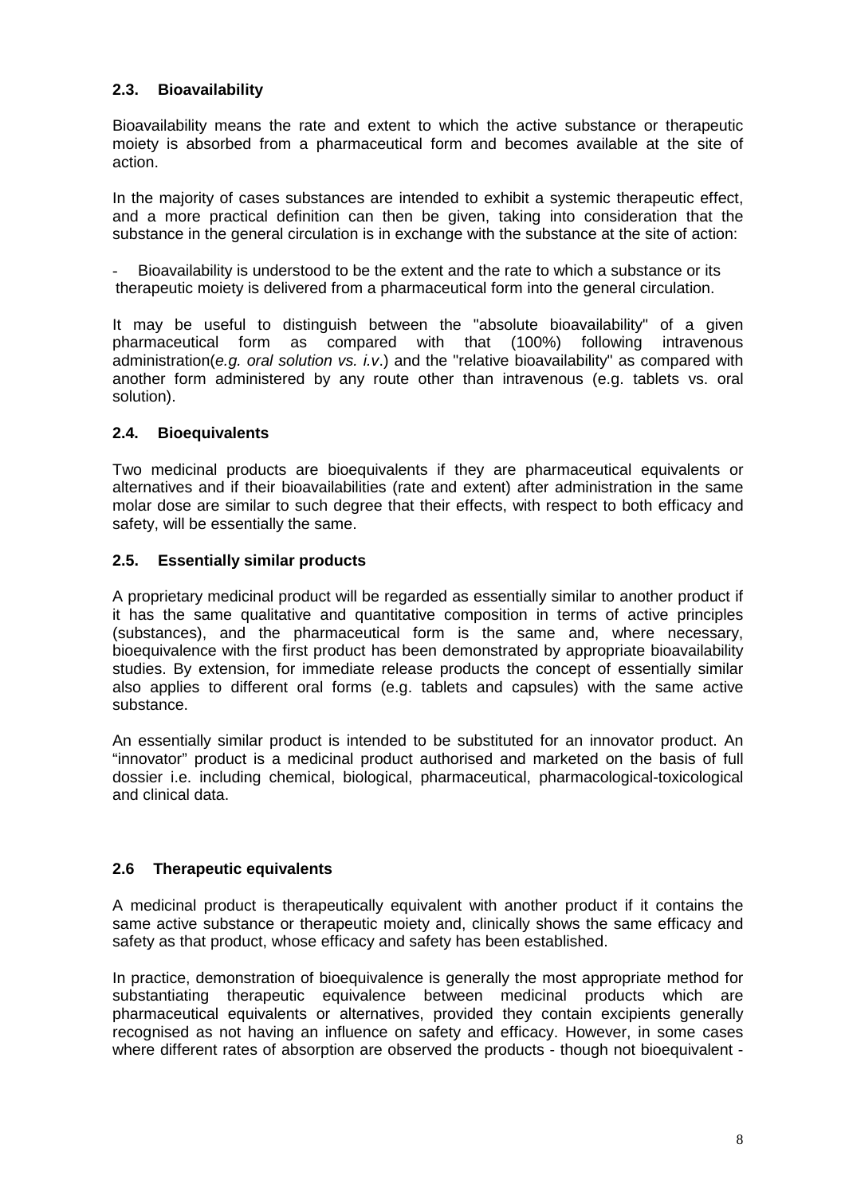### 2.3. Bioavailability

Bioavailability means the rate and extent to which the active substance or therapeutic moiety is absorbed from a pharmaceutical form and becomes available at the site of action.

In the majority of cases substances are intended to exhibit a systemic therapeutic effect, and a more practical definition can then be given, taking into consideration that the substance in the general circulation is in exchange with the substance at the site of action:

- Bioavailability is understood to be the extent and the rate to which a substance or its therapeutic moiety is delivered from a pharmaceutical form into the general circulation.

It may be useful to distinguish between the "absolute bioavailability" of a given pharmaceutical form as compared with that (100%) following intravenous administration(*e.g. oral solution vs. i.v*.) and the "relative bioavailability" as compared with another form administered by any route other than intravenous (e.g. tablets vs. oral solution).

### 2.4. Bioequivalents

Two medicinal products are bioequivalents if they are pharmaceutical equivalents or alternatives and if their bioavailabilities (rate and extent) after administration in the same molar dose are similar to such degree that their effects, with respect to both efficacy and safety, will be essentially the same.

### 2.5. Essentially similar products

A proprietary medicinal product will be regarded as essentially similar to another product if it has the same qualitative and quantitative composition in terms of active principles (substances), and the pharmaceutical form is the same and, where necessary, bioequivalence with the first product has been demonstrated by appropriate bioavailability studies. By extension, for immediate release products the concept of essentially similar also applies to different oral forms (e.g. tablets and capsules) with the same active substance.

An essentially similar product is intended to be substituted for an innovator product. An "innovator" product is a medicinal product authorised and marketed on the basis of full dossier i.e. including chemical, biological, pharmaceutical, pharmacological-toxicological and clinical data.

### 2.6 Therapeutic equivalents

A medicinal product is therapeutically equivalent with another product if it contains the same active substance or therapeutic moiety and, clinically shows the same efficacy and safety as that product, whose efficacy and safety has been established.

In practice, demonstration of bioequivalence is generally the most appropriate method for substantiating therapeutic equivalence between medicinal products which are pharmaceutical equivalents or alternatives, provided they contain excipients generally recognised as not having an influence on safety and efficacy. However, in some cases where different rates of absorption are observed the products - though not bioequivalent -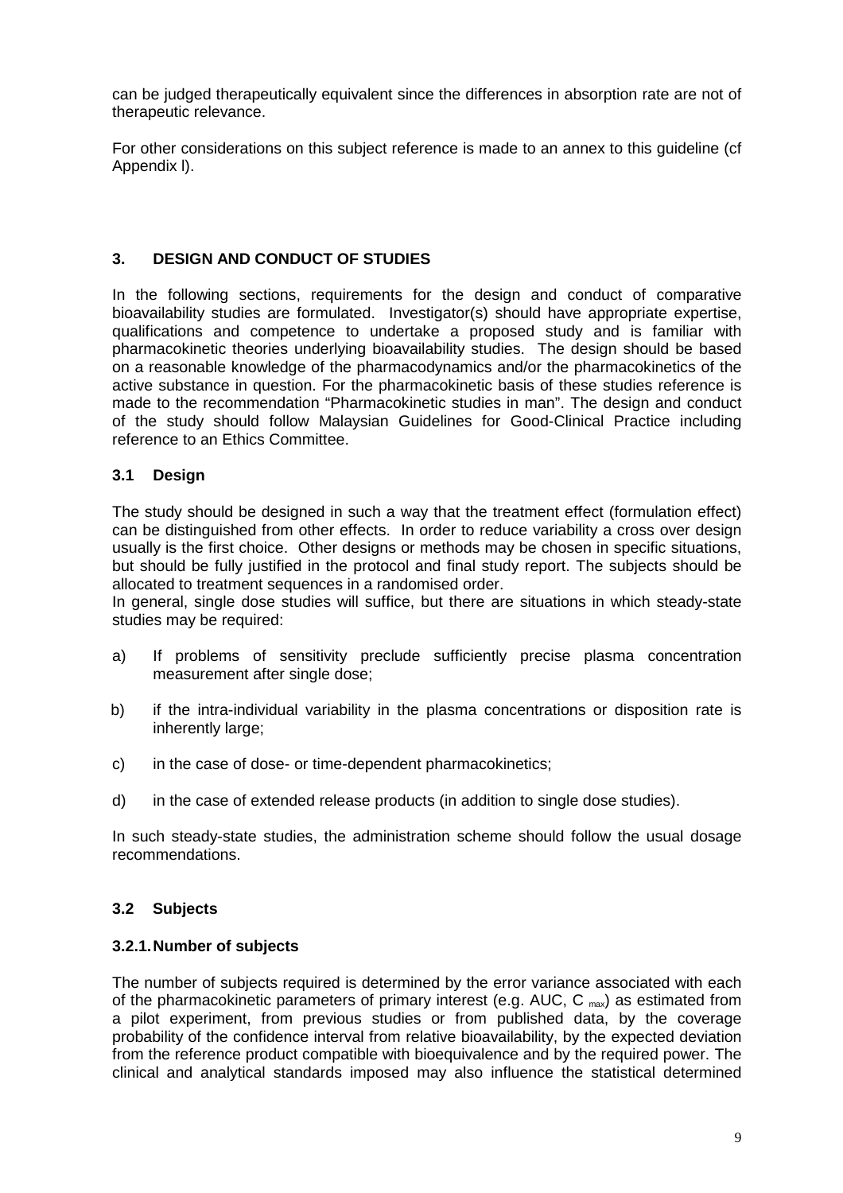can be judged therapeutically equivalent since the differences in absorption rate are not of therapeutic relevance.

For other considerations on this subject reference is made to an annex to this guideline (cf Appendix l).

## 3. DESIGN AND CONDUCT OF STUDIES

In the following sections, requirements for the design and conduct of comparative bioavailability studies are formulated. Investigator(s) should have appropriate expertise, qualifications and competence to undertake a proposed study and is familiar with pharmacokinetic theories underlying bioavailability studies. The design should be based on a reasonable knowledge of the pharmacodynamics and/or the pharmacokinetics of the active substance in question. For the pharmacokinetic basis of these studies reference is made to the recommendation "Pharmacokinetic studies in man". The design and conduct of the study should follow Malaysian Guidelines for Good-Clinical Practice including reference to an Ethics Committee.

### 3.1 Design

The study should be designed in such a way that the treatment effect (formulation effect) can be distinguished from other effects. In order to reduce variability a cross over design usually is the first choice. Other designs or methods may be chosen in specific situations, but should be fully justified in the protocol and final study report. The subjects should be allocated to treatment sequences in a randomised order.
In general, single dose studies will suffice, but there are situations in which steady-state studies may be required:

a) If problems of sensitivity preclude sufficiently precise plasma concentration measurement after single dose;

b) if the intra-individual variability in the plasma concentrations or disposition rate is inherently large;

c) in the case of dose- or time-dependent pharmacokinetics;

d) in the case of extended release products (in addition to single dose studies).

In such steady-state studies, the administration scheme should follow the usual dosage recommendations.

### 3.2 Subjects

#### 3.2.1. Number of subjects

The number of subjects required is determined by the error variance associated with each of the pharmacokinetic parameters of primary interest (e.g. AUC, $C_{max}$) as estimated from a pilot experiment, from previous studies or from published data, by the coverage probability of the confidence interval from relative bioavailability, by the expected deviation from the reference product compatible with bioequivalence and by the required power. The clinical and analytical standards imposed may also influence the statistical determined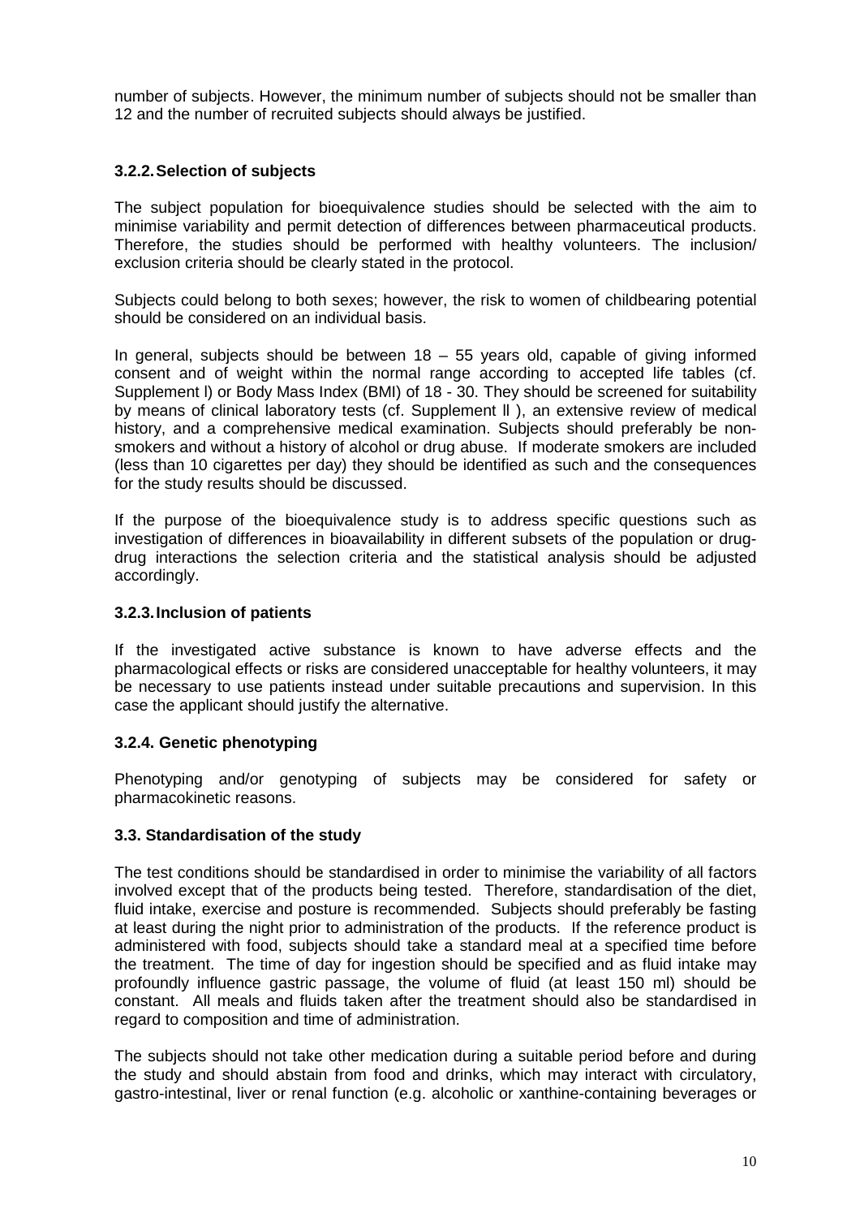number of subjects. However, the minimum number of subjects should not be smaller than 12 and the number of recruited subjects should always be justified.

### 3.2.2. Selection of subjects

The subject population for bioequivalence studies should be selected with the aim to minimise variability and permit detection of differences between pharmaceutical products. Therefore, the studies should be performed with healthy volunteers. The inclusion/ exclusion criteria should be clearly stated in the protocol.

Subjects could belong to both sexes; however, the risk to women of childbearing potential should be considered on an individual basis.

In general, subjects should be between 18 – 55 years old, capable of giving informed consent and of weight within the normal range according to accepted life tables (cf. Supplement I) or Body Mass Index (BMI) of 18 - 30. They should be screened for suitability by means of clinical laboratory tests (cf. Supplement II ), an extensive review of medical history, and a comprehensive medical examination. Subjects should preferably be non-smokers and without a history of alcohol or drug abuse. If moderate smokers are included (less than 10 cigarettes per day) they should be identified as such and the consequences for the study results should be discussed.

If the purpose of the bioequivalence study is to address specific questions such as investigation of differences in bioavailability in different subsets of the population or drug-drug interactions the selection criteria and the statistical analysis should be adjusted accordingly.

### 3.2.3. Inclusion of patients

If the investigated active substance is known to have adverse effects and the pharmacological effects or risks are considered unacceptable for healthy volunteers, it may be necessary to use patients instead under suitable precautions and supervision. In this case the applicant should justify the alternative.

### 3.2.4. Genetic phenotyping

Phenotyping and/or genotyping of subjects may be considered for safety or pharmacokinetic reasons.

## 3.3. Standardisation of the study

The test conditions should be standardised in order to minimise the variability of all factors involved except that of the products being tested. Therefore, standardisation of the diet, fluid intake, exercise and posture is recommended. Subjects should preferably be fasting at least during the night prior to administration of the products. If the reference product is administered with food, subjects should take a standard meal at a specified time before the treatment. The time of day for ingestion should be specified and as fluid intake may profoundly influence gastric passage, the volume of fluid (at least 150 ml) should be constant. All meals and fluids taken after the treatment should also be standardised in regard to composition and time of administration.

The subjects should not take other medication during a suitable period before and during the study and should abstain from food and drinks, which may interact with circulatory, gastro-intestinal, liver or renal function (e.g. alcoholic or xanthine-containing beverages or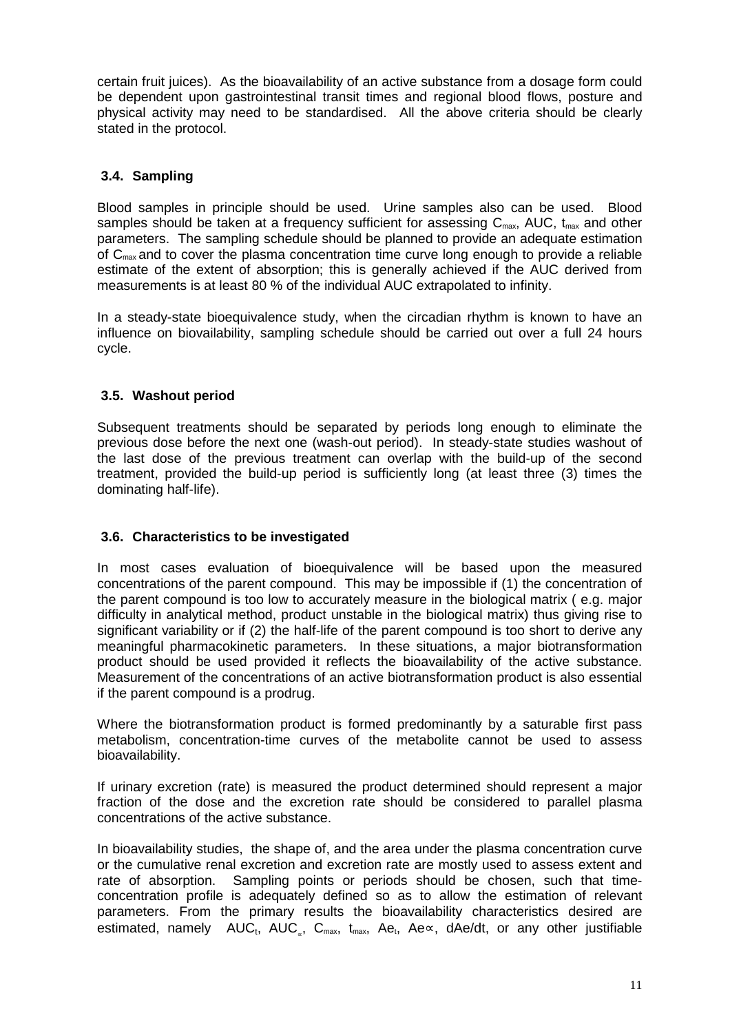certain fruit juices). As the bioavailability of an active substance from a dosage form could be dependent upon gastrointestinal transit times and regional blood flows, posture and physical activity may need to be standardised. All the above criteria should be clearly stated in the protocol.

### 3.4. Sampling

Blood samples in principle should be used. Urine samples also can be used. Blood samples should be taken at a frequency sufficient for assessing $C_{max}$, AUC, $t_{max}$ and other parameters. The sampling schedule should be planned to provide an adequate estimation of $C_{max}$ and to cover the plasma concentration time curve long enough to provide a reliable estimate of the extent of absorption; this is generally achieved if the AUC derived from measurements is at least 80 % of the individual AUC extrapolated to infinity.

In a steady-state bioequivalence study, when the circadian rhythm is known to have an influence on biovailability, sampling schedule should be carried out over a full 24 hours cycle.

### 3.5. Washout period

Subsequent treatments should be separated by periods long enough to eliminate the previous dose before the next one (wash-out period). In steady-state studies washout of the last dose of the previous treatment can overlap with the build-up of the second treatment, provided the build-up period is sufficiently long (at least three (3) times the dominating half-life).

### 3.6. Characteristics to be investigated

In most cases evaluation of bioequivalence will be based upon the measured concentrations of the parent compound. This may be impossible if (1) the concentration of the parent compound is too low to accurately measure in the biological matrix ( e.g. major difficulty in analytical method, product unstable in the biological matrix) thus giving rise to significant variability or if (2) the half-life of the parent compound is too short to derive any meaningful pharmacokinetic parameters. In these situations, a major biotransformation product should be used provided it reflects the bioavailability of the active substance. Measurement of the concentrations of an active biotransformation product is also essential if the parent compound is a prodrug.

Where the biotransformation product is formed predominantly by a saturable first pass metabolism, concentration-time curves of the metabolite cannot be used to assess bioavailability.

If urinary excretion (rate) is measured the product determined should represent a major fraction of the dose and the excretion rate should be considered to parallel plasma concentrations of the active substance.

In bioavailability studies, the shape of, and the area under the plasma concentration curve or the cumulative renal excretion and excretion rate are mostly used to assess extent and rate of absorption. Sampling points or periods should be chosen, such that time-concentration profile is adequately defined so as to allow the estimation of relevant parameters. From the primary results the bioavailability characteristics desired are estimated, namely $AUC_t$, $AUC_\infty$, $C_{max}$, $t_{max}$, $Ae_t$, $Ae_\infty$, $dAe/dt$, or any other justifiable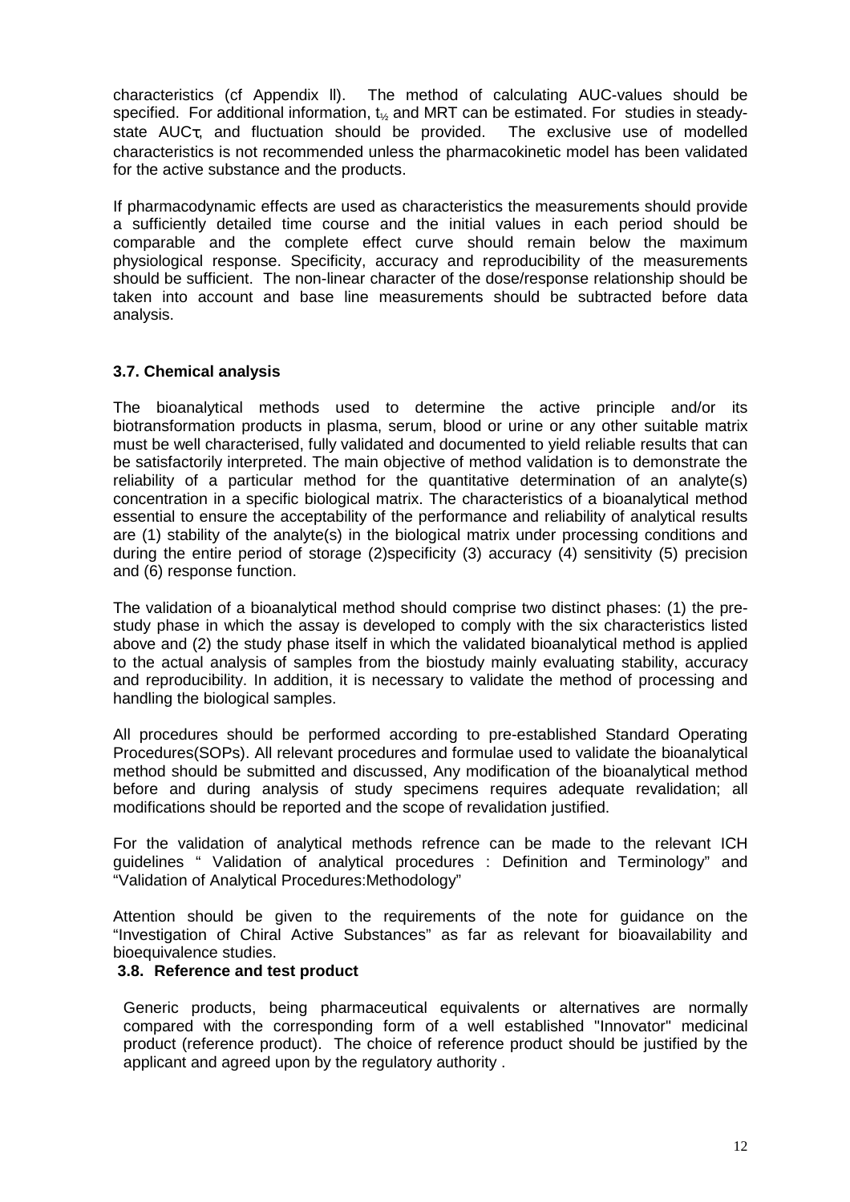characteristics (cf Appendix ll). The method of calculating AUC-values should be specified. For additional information, $t_{½}$ and MRT can be estimated. For studies in steady-state $AUC\tau$, and fluctuation should be provided. The exclusive use of modelled characteristics is not recommended unless the pharmacokinetic model has been validated for the active substance and the products.

If pharmacodynamic effects are used as characteristics the measurements should provide a sufficiently detailed time course and the initial values in each period should be comparable and the complete effect curve should remain below the maximum physiological response. Specificity, accuracy and reproducibility of the measurements should be sufficient. The non-linear character of the dose/response relationship should be taken into account and base line measurements should be subtracted before data analysis.

### 3.7. Chemical analysis

The bioanalytical methods used to determine the active principle and/or its biotransformation products in plasma, serum, blood or urine or any other suitable matrix must be well characterised, fully validated and documented to yield reliable results that can be satisfactorily interpreted. The main objective of method validation is to demonstrate the reliability of a particular method for the quantitative determination of an analyte(s) concentration in a specific biological matrix. The characteristics of a bioanalytical method essential to ensure the acceptability of the performance and reliability of analytical results are (1) stability of the analyte(s) in the biological matrix under processing conditions and during the entire period of storage (2)specificity (3) accuracy (4) sensitivity (5) precision and (6) response function.

The validation of a bioanalytical method should comprise two distinct phases: (1) the pre-study phase in which the assay is developed to comply with the six characteristics listed above and (2) the study phase itself in which the validated bioanalytical method is applied to the actual analysis of samples from the biostudy mainly evaluating stability, accuracy and reproducibility. In addition, it is necessary to validate the method of processing and handling the biological samples.

All procedures should be performed according to pre-established Standard Operating Procedures(SOPs). All relevant procedures and formulae used to validate the bioanalytical method should be submitted and discussed, Any modification of the bioanalytical method before and during analysis of study specimens requires adequate revalidation; all modifications should be reported and the scope of revalidation justified.

For the validation of analytical methods refrence can be made to the relevant ICH guidelines " Validation of analytical procedures : Definition and Terminology" and "Validation of Analytical Procedures:Methodology"

Attention should be given to the requirements of the note for guidance on the "Investigation of Chiral Active Substances" as far as relevant for bioavailability and bioequivalence studies.

### 3.8. Reference and test product

Generic products, being pharmaceutical equivalents or alternatives are normally compared with the corresponding form of a well established "Innovator" medicinal product (reference product). The choice of reference product should be justified by the applicant and agreed upon by the regulatory authority .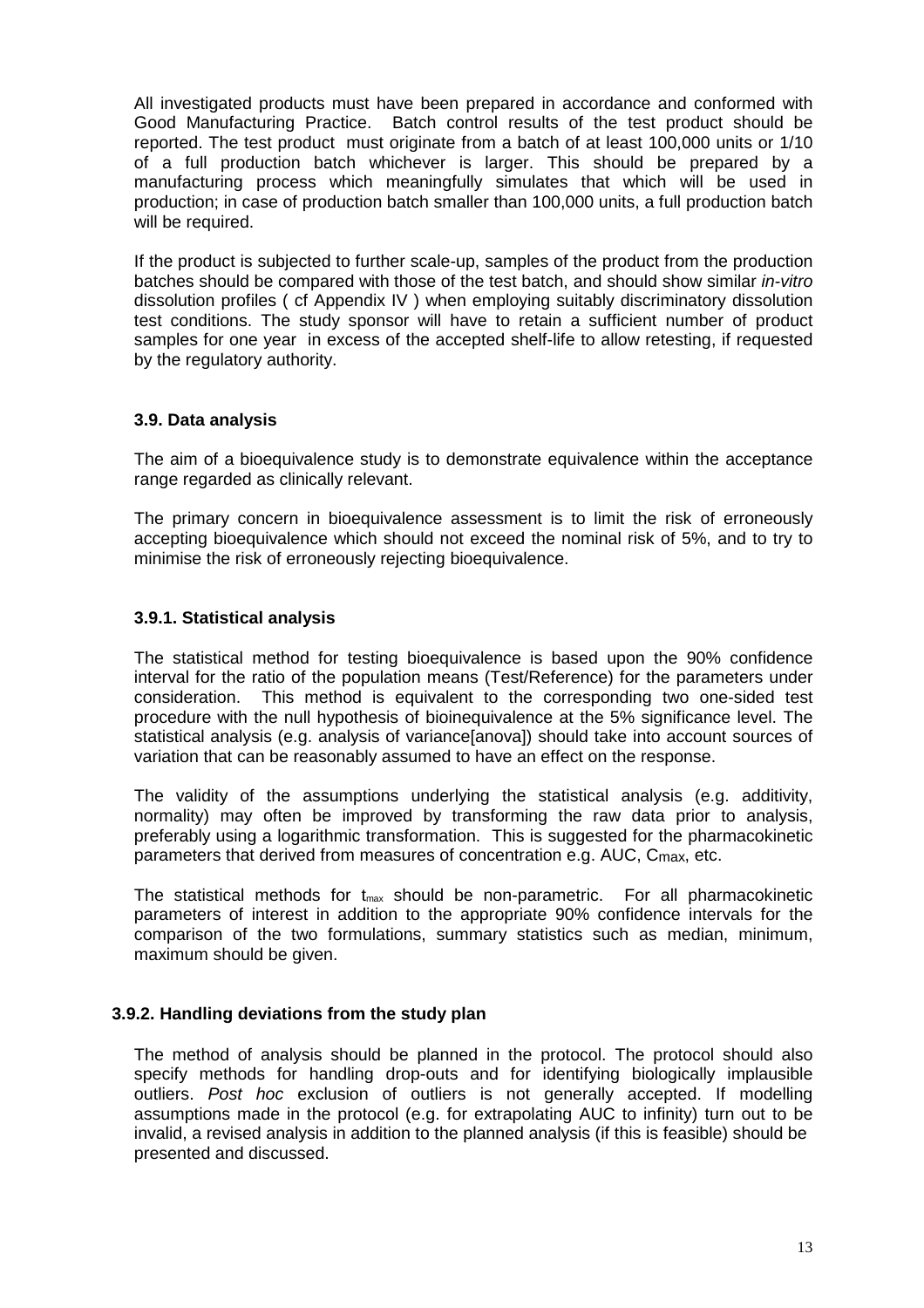All investigated products must have been prepared in accordance and conformed with Good Manufacturing Practice. Batch control results of the test product should be reported. The test product must originate from a batch of at least 100,000 units or 1/10 of a full production batch whichever is larger. This should be prepared by a manufacturing process which meaningfully simulates that which will be used in production; in case of production batch smaller than 100,000 units, a full production batch will be required.

If the product is subjected to further scale-up, samples of the product from the production batches should be compared with those of the test batch, and should show similar *in-vitro* dissolution profiles ( cf Appendix IV ) when employing suitably discriminatory dissolution test conditions. The study sponsor will have to retain a sufficient number of product samples for one year in excess of the accepted shelf-life to allow retesting, if requested by the regulatory authority.

### 3.9. Data analysis

The aim of a bioequivalence study is to demonstrate equivalence within the acceptance range regarded as clinically relevant.

The primary concern in bioequivalence assessment is to limit the risk of erroneously accepting bioequivalence which should not exceed the nominal risk of 5%, and to try to minimise the risk of erroneously rejecting bioequivalence.

#### 3.9.1. Statistical analysis

The statistical method for testing bioequivalence is based upon the 90% confidence interval for the ratio of the population means (Test/Reference) for the parameters under consideration. This method is equivalent to the corresponding two one-sided test procedure with the null hypothesis of bioinequivalence at the 5% significance level. The statistical analysis (e.g. analysis of variance[anova]) should take into account sources of variation that can be reasonably assumed to have an effect on the response.

The validity of the assumptions underlying the statistical analysis (e.g. additivity, normality) may often be improved by transforming the raw data prior to analysis, preferably using a logarithmic transformation. This is suggested for the pharmacokinetic parameters that derived from measures of concentration e.g. AUC, $C_{max}$, etc.

The statistical methods for $t_{max}$ should be non-parametric. For all pharmacokinetic parameters of interest in addition to the appropriate 90% confidence intervals for the comparison of the two formulations, summary statistics such as median, minimum, maximum should be given.

#### 3.9.2. Handling deviations from the study plan

The method of analysis should be planned in the protocol. The protocol should also specify methods for handling drop-outs and for identifying biologically implausible outliers. *Post hoc* exclusion of outliers is not generally accepted. If modelling assumptions made in the protocol (e.g. for extrapolating AUC to infinity) turn out to be invalid, a revised analysis in addition to the planned analysis (if this is feasible) should be presented and discussed.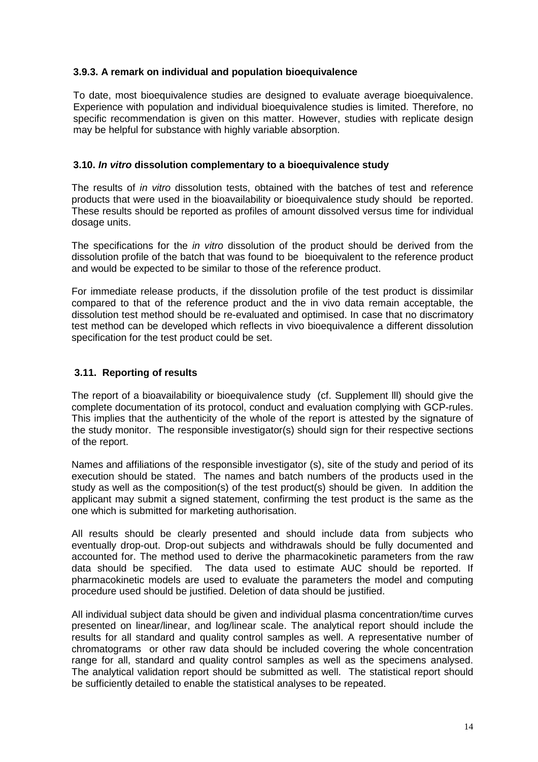### 3.9.3. A remark on individual and population bioequivalence

To date, most bioequivalence studies are designed to evaluate average bioequivalence. Experience with population and individual bioequivalence studies is limited. Therefore, no specific recommendation is given on this matter. However, studies with replicate design may be helpful for substance with highly variable absorption.

### 3.10. *In vitro* dissolution complementary to a bioequivalence study

The results of *in vitro* dissolution tests, obtained with the batches of test and reference products that were used in the bioavailability or bioequivalence study should be reported. These results should be reported as profiles of amount dissolved versus time for individual dosage units.

The specifications for the *in vitro* dissolution of the product should be derived from the dissolution profile of the batch that was found to be bioequivalent to the reference product and would be expected to be similar to those of the reference product.

For immediate release products, if the dissolution profile of the test product is dissimilar compared to that of the reference product and the in vivo data remain acceptable, the dissolution test method should be re-evaluated and optimised. In case that no discriminatory test method can be developed which reflects in vivo bioequivalence a different dissolution specification for the test product could be set.

### 3.11. Reporting of results

The report of a bioavailability or bioequivalence study (cf. Supplement lll) should give the complete documentation of its protocol, conduct and evaluation complying with GCP-rules. This implies that the authenticity of the whole of the report is attested by the signature of the study monitor. The responsible investigator(s) should sign for their respective sections of the report.

Names and affiliations of the responsible investigator (s), site of the study and period of its execution should be stated. The names and batch numbers of the products used in the study as well as the composition(s) of the test product(s) should be given. In addition the applicant may submit a signed statement, confirming the test product is the same as the one which is submitted for marketing authorisation.

All results should be clearly presented and should include data from subjects who eventually drop-out. Drop-out subjects and withdrawals should be fully documented and accounted for. The method used to derive the pharmacokinetic parameters from the raw data should be specified. The data used to estimate AUC should be reported. If pharmacokinetic models are used to evaluate the parameters the model and computing procedure used should be justified. Deletion of data should be justified.

All individual subject data should be given and individual plasma concentration/time curves presented on linear/linear, and log/linear scale. The analytical report should include the results for all standard and quality control samples as well. A representative number of chromatograms or other raw data should be included covering the whole concentration range for all, standard and quality control samples as well as the specimens analysed. The analytical validation report should be submitted as well. The statistical report should be sufficiently detailed to enable the statistical analyses to be repeated.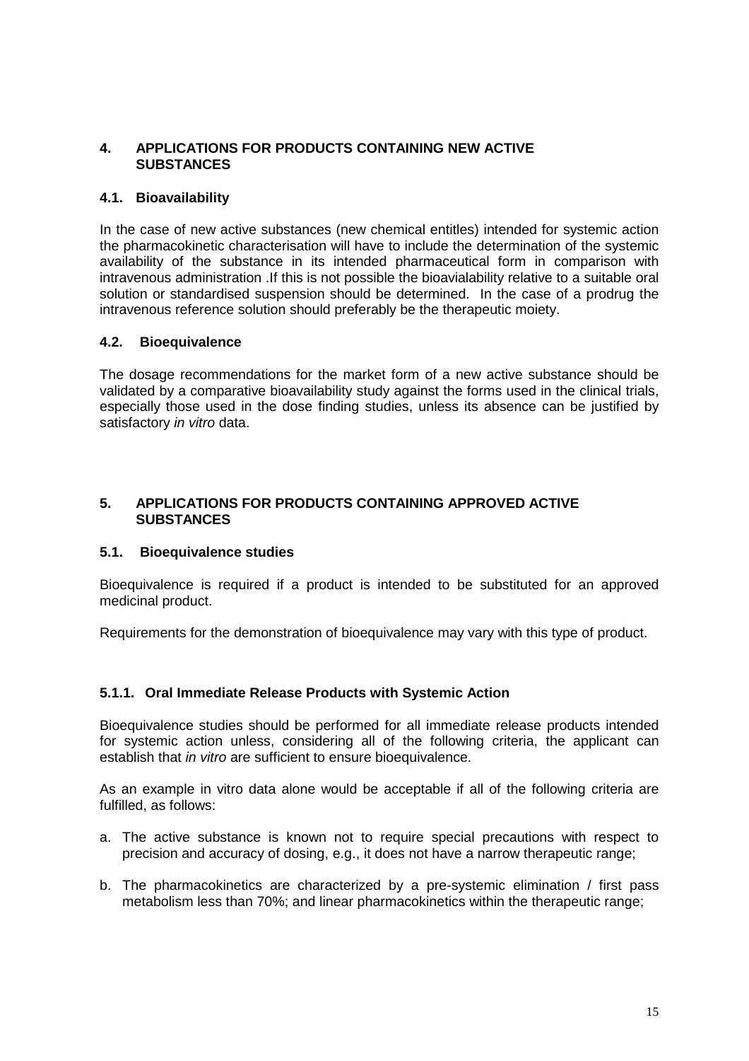## 4. APPLICATIONS FOR PRODUCTS CONTAINING NEW ACTIVE SUBSTANCES

### 4.1. Bioavailability

In the case of new active substances (new chemical entitles) intended for systemic action the pharmacokinetic characterisation will have to include the determination of the systemic availability of the substance in its intended pharmaceutical form in comparison with intravenous administration .If this is not possible the bioavialability relative to a suitable oral solution or standardised suspension should be determined. In the case of a prodrug the intravenous reference solution should preferably be the therapeutic moiety.

### 4.2. Bioequivalence

The dosage recommendations for the market form of a new active substance should be validated by a comparative bioavailability study against the forms used in the clinical trials, especially those used in the dose finding studies, unless its absence can be justified by satisfactory *in vitro* data.

## 5. APPLICATIONS FOR PRODUCTS CONTAINING APPROVED ACTIVE SUBSTANCES

### 5.1. Bioequivalence studies

Bioequivalence is required if a product is intended to be substituted for an approved medicinal product.

Requirements for the demonstration of bioequivalence may vary with this type of product.

#### 5.1.1. Oral Immediate Release Products with Systemic Action

Bioequivalence studies should be performed for all immediate release products intended for systemic action unless, considering all of the following criteria, the applicant can establish that *in vitro* are sufficient to ensure bioequivalence.

As an example in vitro data alone would be acceptable if all of the following criteria are fulfilled, as follows:

a. The active substance is known not to require special precautions with respect to precision and accuracy of dosing, e.g., it does not have a narrow therapeutic range;

b. The pharmacokinetics are characterized by a pre-systemic elimination / first pass metabolism less than 70%; and linear pharmacokinetics within the therapeutic range;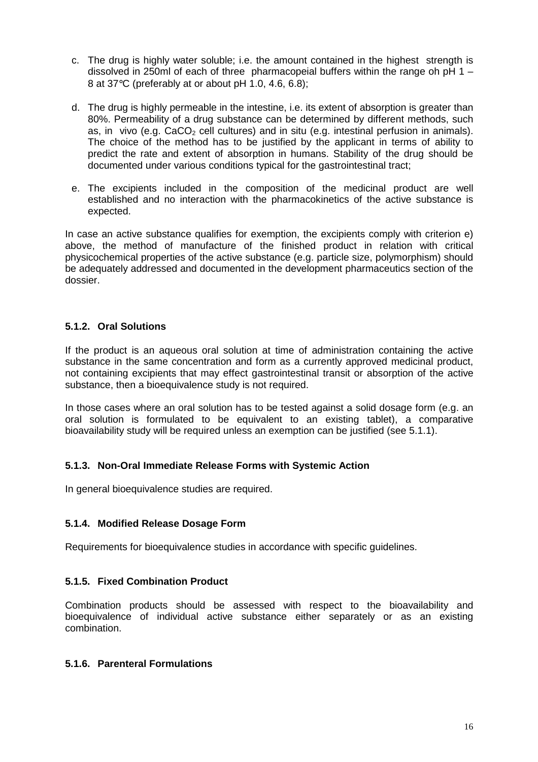c. The drug is highly water soluble; i.e. the amount contained in the highest strength is dissolved in 250ml of each of three pharmacopeial buffers within the range oh pH 1 – 8 at 37°C (preferably at or about pH 1.0, 4.6, 6.8);

d. The drug is highly permeable in the intestine, i.e. its extent of absorption is greater than 80%. Permeability of a drug substance can be determined by different methods, such as, in vivo (e.g. $CaCO_2$ cell cultures) and in situ (e.g. intestinal perfusion in animals). The choice of the method has to be justified by the applicant in terms of ability to predict the rate and extent of absorption in humans. Stability of the drug should be documented under various conditions typical for the gastrointestinal tract;

e. The excipients included in the composition of the medicinal product are well established and no interaction with the pharmacokinetics of the active substance is expected.

In case an active substance qualifies for exemption, the excipients comply with criterion e) above, the method of manufacture of the finished product in relation with critical physicochemical properties of the active substance (e.g. particle size, polymorphism) should be adequately addressed and documented in the development pharmaceutics section of the dossier.

### 5.1.2. Oral Solutions

If the product is an aqueous oral solution at time of administration containing the active substance in the same concentration and form as a currently approved medicinal product, not containing excipients that may effect gastrointestinal transit or absorption of the active substance, then a bioequivalence study is not required.

In those cases where an oral solution has to be tested against a solid dosage form (e.g. an oral solution is formulated to be equivalent to an existing tablet), a comparative bioavailability study will be required unless an exemption can be justified (see 5.1.1).

### 5.1.3. Non-Oral Immediate Release Forms with Systemic Action

In general bioequivalence studies are required.

### 5.1.4. Modified Release Dosage Form

Requirements for bioequivalence studies in accordance with specific guidelines.

### 5.1.5. Fixed Combination Product

Combination products should be assessed with respect to the bioavailability and bioequivalence of individual active substance either separately or as an existing combination.

### 5.1.6. Parenteral Formulations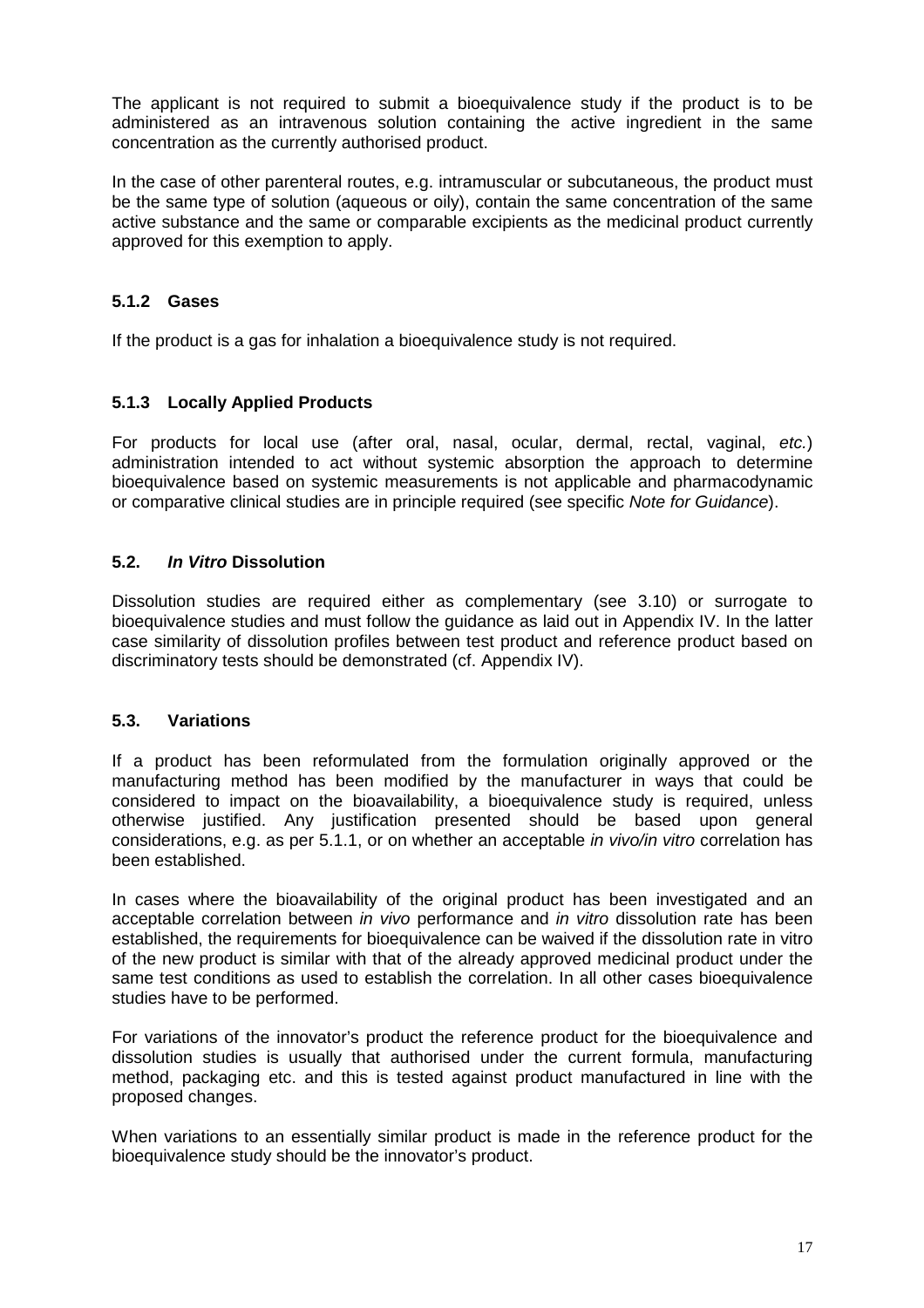The applicant is not required to submit a bioequivalence study if the product is to be administered as an intravenous solution containing the active ingredient in the same concentration as the currently authorised product.

In the case of other parenteral routes, e.g. intramuscular or subcutaneous, the product must be the same type of solution (aqueous or oily), contain the same concentration of the same active substance and the same or comparable excipients as the medicinal product currently approved for this exemption to apply.

### 5.1.2 Gases

If the product is a gas for inhalation a bioequivalence study is not required.

### 5.1.3 Locally Applied Products

For products for local use (after oral, nasal, ocular, dermal, rectal, vaginal, *etc.*) administration intended to act without systemic absorption the approach to determine bioequivalence based on systemic measurements is not applicable and pharmacodynamic or comparative clinical studies are in principle required (see specific *Note for Guidance*).

## 5.2. *In Vitro* Dissolution

Dissolution studies are required either as complementary (see 3.10) or surrogate to bioequivalence studies and must follow the guidance as laid out in Appendix IV. In the latter case similarity of dissolution profiles between test product and reference product based on discriminatory tests should be demonstrated (cf. Appendix IV).

## 5.3. Variations

If a product has been reformulated from the formulation originally approved or the manufacturing method has been modified by the manufacturer in ways that could be considered to impact on the bioavailability, a bioequivalence study is required, unless otherwise justified. Any justification presented should be based upon general considerations, e.g. as per 5.1.1, or on whether an acceptable *in vivo/in vitro* correlation has been established.

In cases where the bioavailability of the original product has been investigated and an acceptable correlation between *in vivo* performance and *in vitro* dissolution rate has been established, the requirements for bioequivalence can be waived if the dissolution rate in vitro of the new product is similar with that of the already approved medicinal product under the same test conditions as used to establish the correlation. In all other cases bioequivalence studies have to be performed.

For variations of the innovator's product the reference product for the bioequivalence and dissolution studies is usually that authorised under the current formula, manufacturing method, packaging etc. and this is tested against product manufactured in line with the proposed changes.

When variations to an essentially similar product is made in the reference product for the bioequivalence study should be the innovator's product.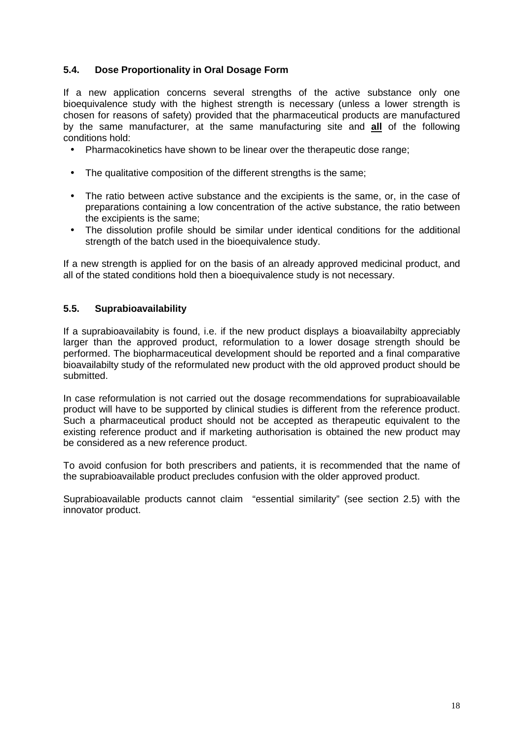### 5.4. Dose Proportionality in Oral Dosage Form

If a new application concerns several strengths of the active substance only one bioequivalence study with the highest strength is necessary (unless a lower strength is chosen for reasons of safety) provided that the pharmaceutical products are manufactured by the same manufacturer, at the same manufacturing site and **<u>all</u>** of the following conditions hold:

- Pharmacokinetics have shown to be linear over the therapeutic dose range;
- The qualitative composition of the different strengths is the same;
- The ratio between active substance and the excipients is the same, or, in the case of preparations containing a low concentration of the active substance, the ratio between the excipients is the same;
- The dissolution profile should be similar under identical conditions for the additional strength of the batch used in the bioequivalence study.

If a new strength is applied for on the basis of an already approved medicinal product, and all of the stated conditions hold then a bioequivalence study is not necessary.

### 5.5. Suprabioavailability

If a suprabioavailabity is found, i.e. if the new product displays a bioavailabilty appreciably larger than the approved product, reformulation to a lower dosage strength should be performed. The biopharmaceutical development should be reported and a final comparative bioavailabilty study of the reformulated new product with the old approved product should be submitted.

In case reformulation is not carried out the dosage recommendations for suprabioavailable product will have to be supported by clinical studies is different from the reference product. Such a pharmaceutical product should not be accepted as therapeutic equivalent to the existing reference product and if marketing authorisation is obtained the new product may be considered as a new reference product.

To avoid confusion for both prescribers and patients, it is recommended that the name of the suprabioavailable product precludes confusion with the older approved product.

Suprabioavailable products cannot claim "essential similarity" (see section 2.5) with the innovator product.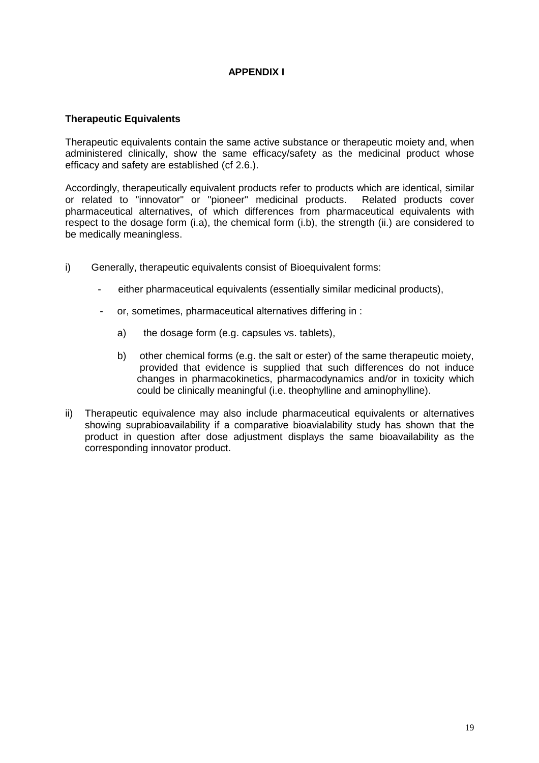## APPENDIX I

### Therapeutic Equivalents

Therapeutic equivalents contain the same active substance or therapeutic moiety and, when administered clinically, show the same efficacy/safety as the medicinal product whose efficacy and safety are established (cf 2.6.).

Accordingly, therapeutically equivalent products refer to products which are identical, similar or related to "innovator" or "pioneer" medicinal products. Related products cover pharmaceutical alternatives, of which differences from pharmaceutical equivalents with respect to the dosage form (i.a), the chemical form (i.b), the strength (ii.) are considered to be medically meaningless.

i) Generally, therapeutic equivalents consist of Bioequivalent forms:

   - either pharmaceutical equivalents (essentially similar medicinal products),
   - or, sometimes, pharmaceutical alternatives differing in :

     a) the dosage form (e.g. capsules vs. tablets),

     b) other chemical forms (e.g. the salt or ester) of the same therapeutic moiety, provided that evidence is supplied that such differences do not induce changes in pharmacokinetics, pharmacodynamics and/or in toxicity which could be clinically meaningful (i.e. theophylline and aminophylline).

ii) Therapeutic equivalence may also include pharmaceutical equivalents or alternatives showing suprabioavailability if a comparative bioavialability study has shown that the product in question after dose adjustment displays the same bioavailability as the corresponding innovator product.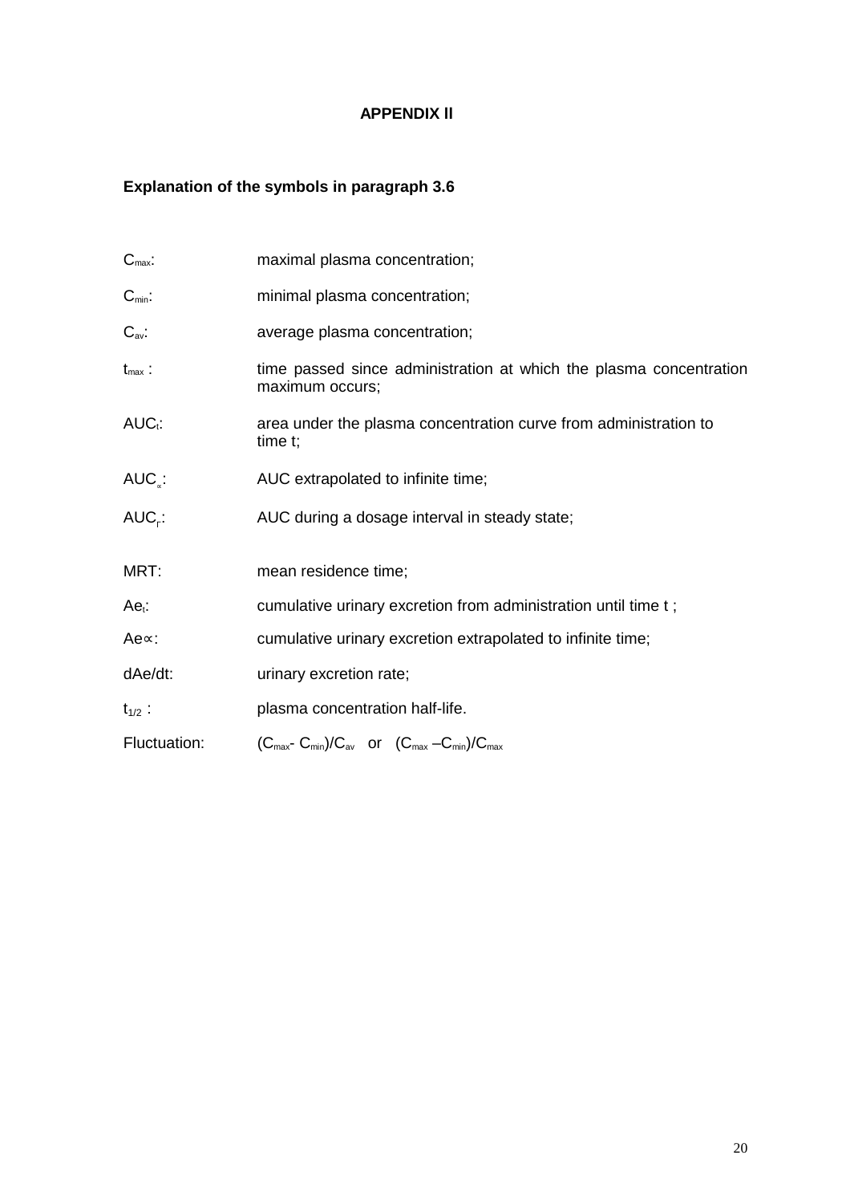# APPENDIX II

## Explanation of the symbols in paragraph 3.6

| | |
|---|---|
| $C_{max}$: | maximal plasma concentration; |
| $C_{min}$: | minimal plasma concentration; |
| $C_{av}$: | average plasma concentration; |
| $t_{max}$ : | time passed since administration at which the plasma concentration maximum occurs; |
| $AUC_t$: | area under the plasma concentration curve from administration to time t; |
| $AUC_{\infty}$: | AUC extrapolated to infinite time; |
| $AUC_{\tau}$: | AUC during a dosage interval in steady state; |
| MRT: | mean residence time; |
| $Ae_t$: | cumulative urinary excretion from administration until time t ; |
| $Ae_{\infty}$: | cumulative urinary excretion extrapolated to infinite time; |
| dAe/dt: | urinary excretion rate; |
| $t_{1/2}$ : | plasma concentration half-life. |
| Fluctuation: | $(C_{max} - C_{min})/C_{av}$ or $(C_{max} - C_{min})/C_{max}$ |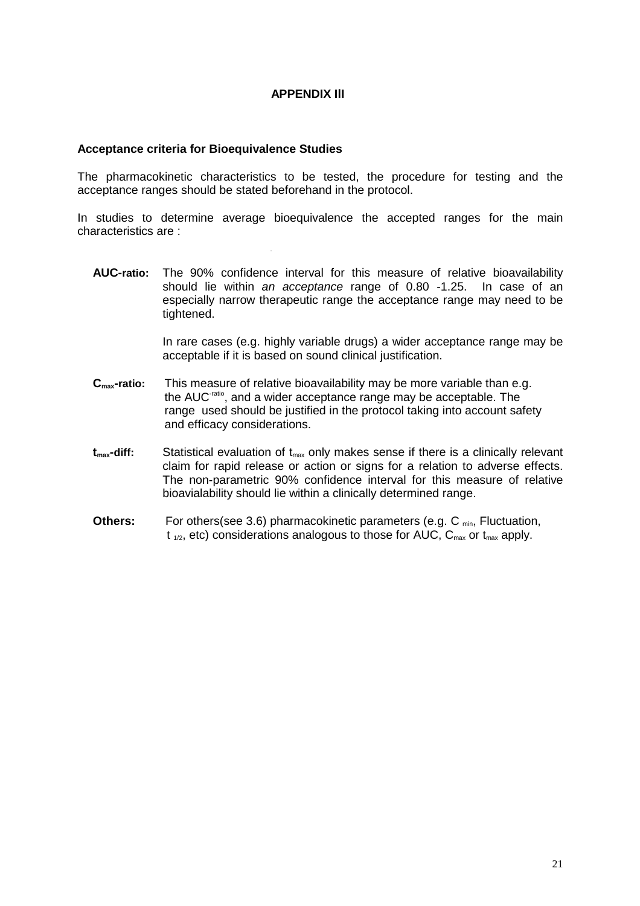# APPENDIX III

## Acceptance criteria for Bioequivalence Studies

The pharmacokinetic characteristics to be tested, the procedure for testing and the acceptance ranges should be stated beforehand in the protocol.

In studies to determine average bioequivalence the accepted ranges for the main characteristics are :

**AUC-ratio:** The 90% confidence interval for this measure of relative bioavailability should lie within *an acceptance* range of 0.80 -1.25. In case of an especially narrow therapeutic range the acceptance range may need to be tightened.

In rare cases (e.g. highly variable drugs) a wider acceptance range may be acceptable if it is based on sound clinical justification.

**$C_{max}$-ratio:** This measure of relative bioavailability may be more variable than e.g. the $AUC^{-ratio}$, and a wider acceptance range may be acceptable. The range used should be justified in the protocol taking into account safety and efficacy considerations.

**$t_{max}$-diff:** Statistical evaluation of $t_{max}$ only makes sense if there is a clinically relevant claim for rapid release or action or signs for a relation to adverse effects. The non-parametric 90% confidence interval for this measure of relative bioavialability should lie within a clinically determined range.

**Others:** For others(see 3.6) pharmacokinetic parameters (e.g. $C_{min}$, Fluctuation, $t_{1/2}$, etc) considerations analogous to those for AUC, $C_{max}$ or $t_{max}$ apply.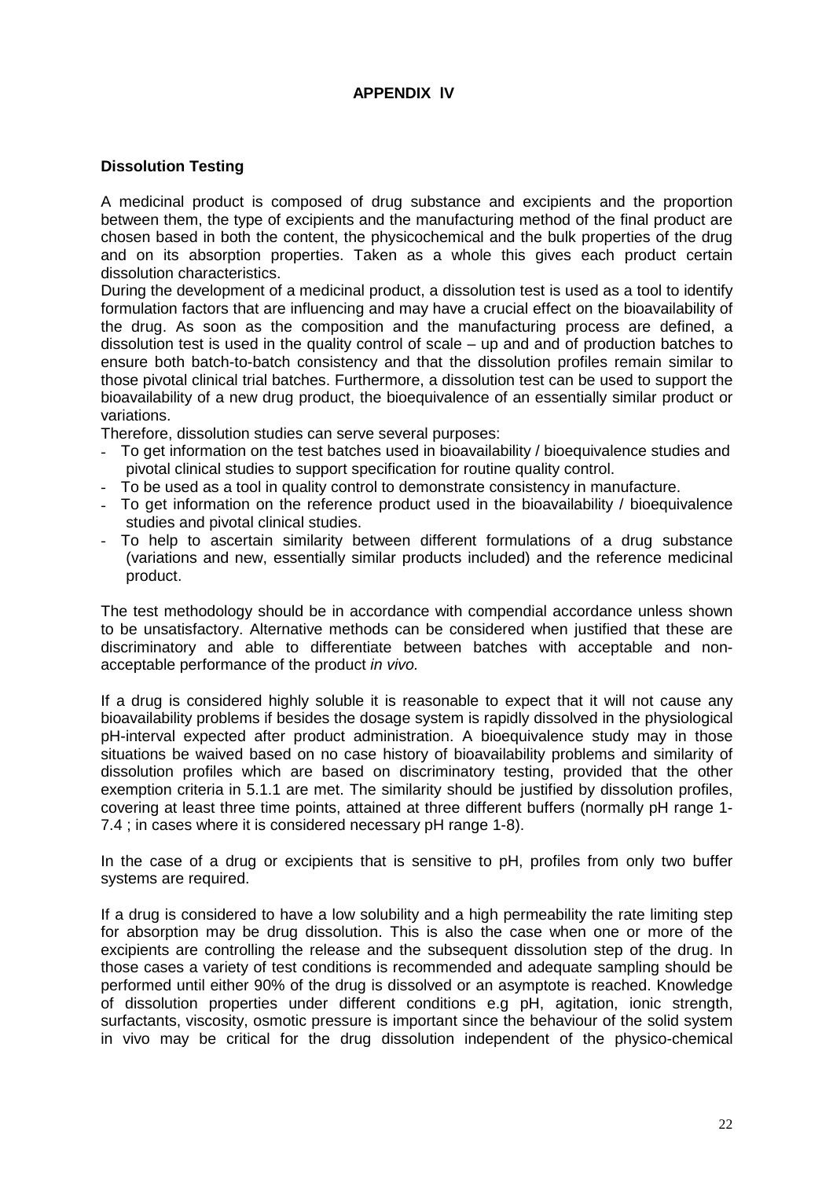**APPENDIX IV**

**Dissolution Testing**

A medicinal product is composed of drug substance and excipients and the proportion between them, the type of excipients and the manufacturing method of the final product are chosen based in both the content, the physicochemical and the bulk properties of the drug and on its absorption properties. Taken as a whole this gives each product certain dissolution characteristics.
During the development of a medicinal product, a dissolution test is used as a tool to identify formulation factors that are influencing and may have a crucial effect on the bioavailability of the drug. As soon as the composition and the manufacturing process are defined, a dissolution test is used in the quality control of scale – up and and of production batches to ensure both batch-to-batch consistency and that the dissolution profiles remain similar to those pivotal clinical trial batches. Furthermore, a dissolution test can be used to support the bioavailability of a new drug product, the bioequivalence of an essentially similar product or variations.
Therefore, dissolution studies can serve several purposes:

- To get information on the test batches used in bioavailability / bioequivalence studies and pivotal clinical studies to support specification for routine quality control.
- To be used as a tool in quality control to demonstrate consistency in manufacture.
- To get information on the reference product used in the bioavailability / bioequivalence studies and pivotal clinical studies.
- To help to ascertain similarity between different formulations of a drug substance (variations and new, essentially similar products included) and the reference medicinal product.

The test methodology should be in accordance with compendial accordance unless shown to be unsatisfactory. Alternative methods can be considered when justified that these are discriminatory and able to differentiate between batches with acceptable and non-acceptable performance of the product *in vivo.*

If a drug is considered highly soluble it is reasonable to expect that it will not cause any bioavailability problems if besides the dosage system is rapidly dissolved in the physiological pH-interval expected after product administration. A bioequivalence study may in those situations be waived based on no case history of bioavailability problems and similarity of dissolution profiles which are based on discriminatory testing, provided that the other exemption criteria in 5.1.1 are met. The similarity should be justified by dissolution profiles, covering at least three time points, attained at three different buffers (normally pH range 1-7.4 ; in cases where it is considered necessary pH range 1-8).

In the case of a drug or excipients that is sensitive to pH, profiles from only two buffer systems are required.

If a drug is considered to have a low solubility and a high permeability the rate limiting step for absorption may be drug dissolution. This is also the case when one or more of the excipients are controlling the release and the subsequent dissolution step of the drug. In those cases a variety of test conditions is recommended and adequate sampling should be performed until either 90% of the drug is dissolved or an asymptote is reached. Knowledge of dissolution properties under different conditions e.g pH, agitation, ionic strength, surfactants, viscosity, osmotic pressure is important since the behaviour of the solid system in vivo may be critical for the drug dissolution independent of the physico-chemical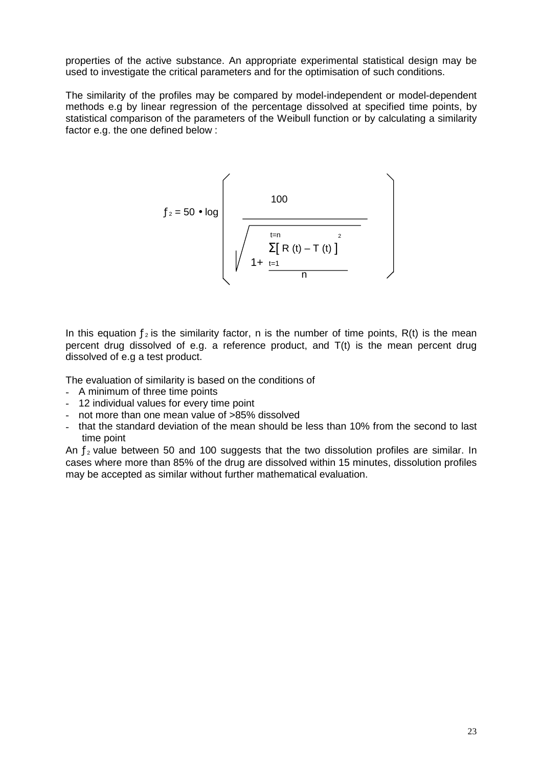properties of the active substance. An appropriate experimental statistical design may be used to investigate the critical parameters and for the optimisation of such conditions.

The similarity of the profiles may be compared by model-independent or model-dependent methods e.g by linear regression of the percentage dissolved at specified time points, by statistical comparison of the parameters of the Weibull function or by calculating a similarity factor e.g. the one defined below :

$$f_2 = 50 \bullet \log \left( \frac{100}{\sqrt{1 + \frac{\sum_{t=1}^{t=n} \left[ R(t) - T(t) \right]^2}{n}}} \right)$$

In this equation $f_2$ is the similarity factor, n is the number of time points, R(t) is the mean percent drug dissolved of e.g. a reference product, and T(t) is the mean percent drug dissolved of e.g a test product.

The evaluation of similarity is based on the conditions of

- A minimum of three time points
- 12 individual values for every time point
- not more than one mean value of >85% dissolved
- that the standard deviation of the mean should be less than 10% from the second to last time point

An $f_2$ value between 50 and 100 suggests that the two dissolution profiles are similar. In cases where more than 85% of the drug are dissolved within 15 minutes, dissolution profiles may be accepted as similar without further mathematical evaluation.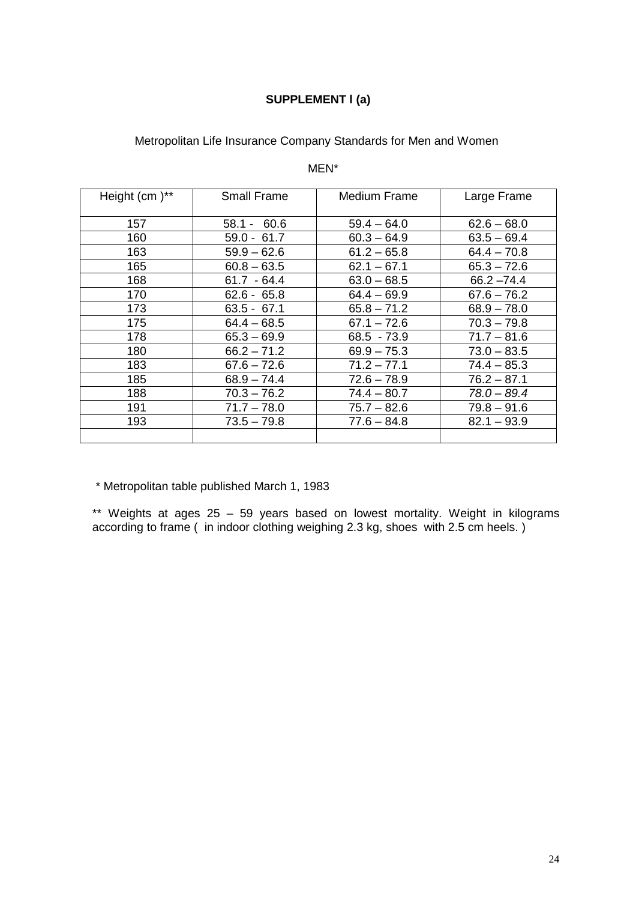**SUPPLEMENT I (a)**

Metropolitan Life Insurance Company Standards for Men and Women

MEN*

| Height (cm )** | Small Frame | Medium Frame | Large Frame |
|---|---|---|---|
| 157 | 58.1 - 60.6 | 59.4 – 64.0 | 62.6 – 68.0 |
| 160 | 59.0 - 61.7 | 60.3 – 64.9 | 63.5 – 69.4 |
| 163 | 59.9 – 62.6 | 61.2 – 65.8 | 64.4 – 70.8 |
| 165 | 60.8 – 63.5 | 62.1 – 67.1 | 65.3 – 72.6 |
| 168 | 61.7 - 64.4 | 63.0 – 68.5 | 66.2 –74.4 |
| 170 | 62.6 - 65.8 | 64.4 – 69.9 | 67.6 – 76.2 |
| 173 | 63.5 - 67.1 | 65.8 – 71.2 | 68.9 – 78.0 |
| 175 | 64.4 – 68.5 | 67.1 – 72.6 | 70.3 – 79.8 |
| 178 | 65.3 – 69.9 | 68.5 - 73.9 | 71.7 – 81.6 |
| 180 | 66.2 – 71.2 | 69.9 – 75.3 | 73.0 – 83.5 |
| 183 | 67.6 – 72.6 | 71.2 – 77.1 | 74.4 – 85.3 |
| 185 | 68.9 – 74.4 | 72.6 – 78.9 | 76.2 – 87.1 |
| 188 | 70.3 – 76.2 | 74.4 – 80.7 | *78.0 – 89.4* |
| 191 | 71.7 – 78.0 | 75.7 – 82.6 | 79.8 – 91.6 |
| 193 | 73.5 – 79.8 | 77.6 – 84.8 | 82.1 – 93.9 |
| | | | |

\* Metropolitan table published March 1, 1983

** Weights at ages 25 – 59 years based on lowest mortality. Weight in kilograms according to frame ( in indoor clothing weighing 2.3 kg, shoes with 2.5 cm heels. )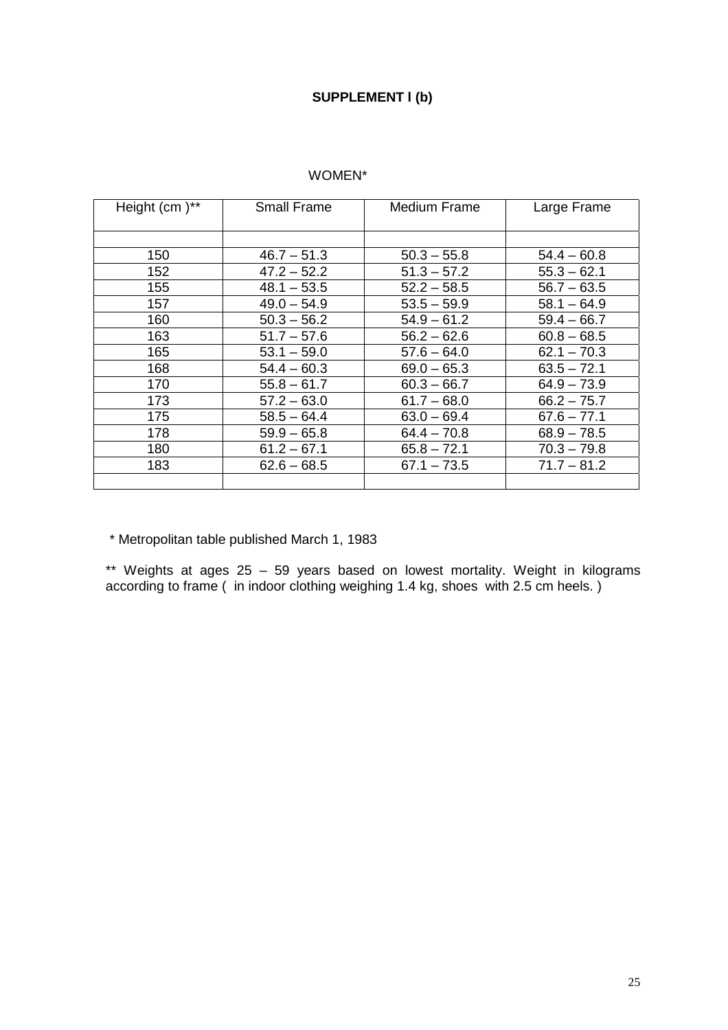**SUPPLEMENT I (b)**

WOMEN*

| Height (cm )** | Small Frame | Medium Frame | Large Frame |
|---|---|---|---|
| | | | |
| 150 | 46.7 – 51.3 | 50.3 – 55.8 | 54.4 – 60.8 |
| 152 | 47.2 – 52.2 | 51.3 – 57.2 | 55.3 – 62.1 |
| 155 | 48.1 – 53.5 | 52.2 – 58.5 | 56.7 – 63.5 |
| 157 | 49.0 – 54.9 | 53.5 – 59.9 | 58.1 – 64.9 |
| 160 | 50.3 – 56.2 | 54.9 – 61.2 | 59.4 – 66.7 |
| 163 | 51.7 – 57.6 | 56.2 – 62.6 | 60.8 – 68.5 |
| 165 | 53.1 – 59.0 | 57.6 – 64.0 | 62.1 – 70.3 |
| 168 | 54.4 – 60.3 | 69.0 – 65.3 | 63.5 – 72.1 |
| 170 | 55.8 – 61.7 | 60.3 – 66.7 | 64.9 – 73.9 |
| 173 | 57.2 – 63.0 | 61.7 – 68.0 | 66.2 – 75.7 |
| 175 | 58.5 – 64.4 | 63.0 – 69.4 | 67.6 – 77.1 |
| 178 | 59.9 – 65.8 | 64.4 – 70.8 | 68.9 – 78.5 |
| 180 | 61.2 – 67.1 | 65.8 – 72.1 | 70.3 – 79.8 |
| 183 | 62.6 – 68.5 | 67.1 – 73.5 | 71.7 – 81.2 |
| | | | |

* Metropolitan table published March 1, 1983

** Weights at ages 25 – 59 years based on lowest mortality. Weight in kilograms according to frame ( in indoor clothing weighing 1.4 kg, shoes with 2.5 cm heels. )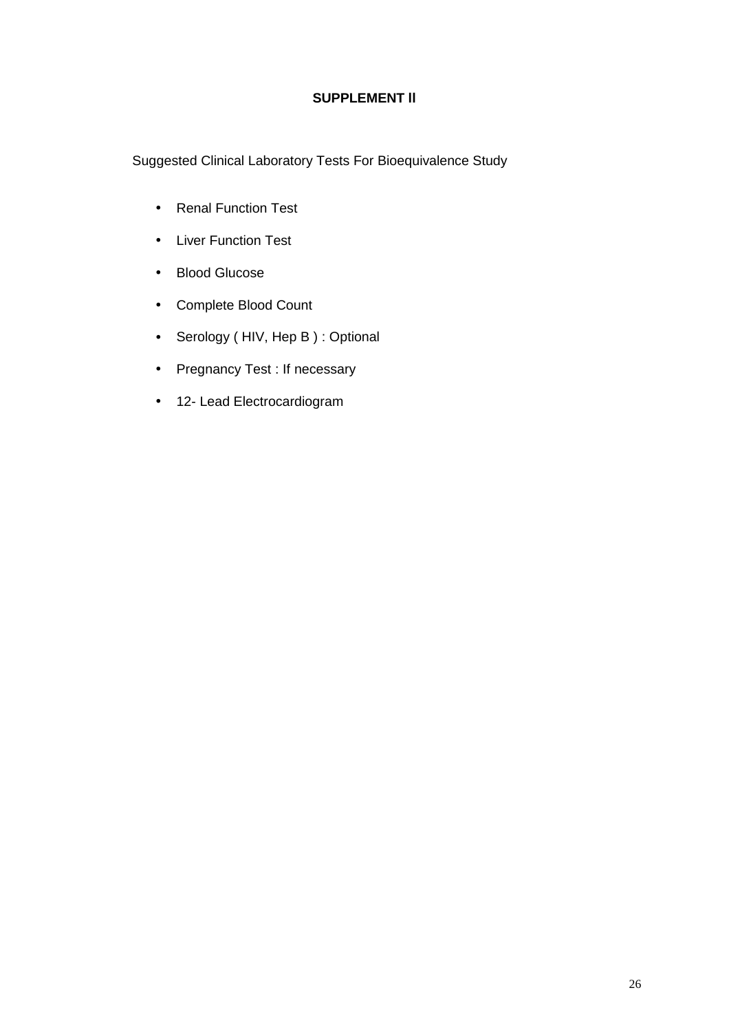# SUPPLEMENT ll

Suggested Clinical Laboratory Tests For Bioequivalence Study

- Renal Function Test
- Liver Function Test
- Blood Glucose
- Complete Blood Count
- Serology ( HIV, Hep B ) : Optional
- Pregnancy Test : If necessary
- 12- Lead Electrocardiogram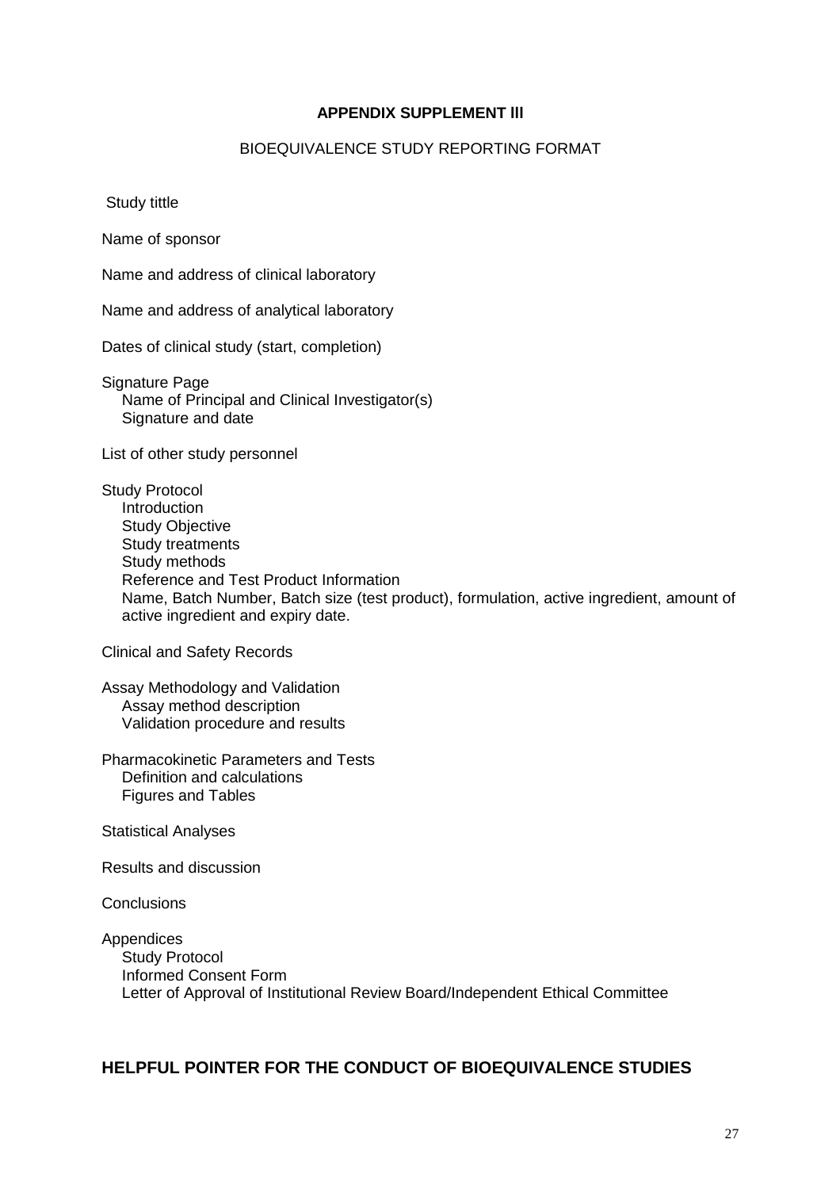**APPENDIX SUPPLEMENT lll**

BIOEQUIVALENCE STUDY REPORTING FORMAT

Study tittle

Name of sponsor

Name and address of clinical laboratory

Name and address of analytical laboratory

Dates of clinical study (start, completion)

Signature Page
- Name of Principal and Clinical Investigator(s)
- Signature and date

List of other study personnel

Study Protocol
- Introduction
- Study Objective
- Study treatments
- Study methods
- Reference and Test Product Information
- Name, Batch Number, Batch size (test product), formulation, active ingredient, amount of active ingredient and expiry date.

Clinical and Safety Records

Assay Methodology and Validation
- Assay method description
- Validation procedure and results

Pharmacokinetic Parameters and Tests
- Definition and calculations
- Figures and Tables

Statistical Analyses

Results and discussion

Conclusions

Appendices
- Study Protocol
- Informed Consent Form
- Letter of Approval of Institutional Review Board/Independent Ethical Committee

## HELPFUL POINTER FOR THE CONDUCT OF BIOEQUIVALENCE STUDIES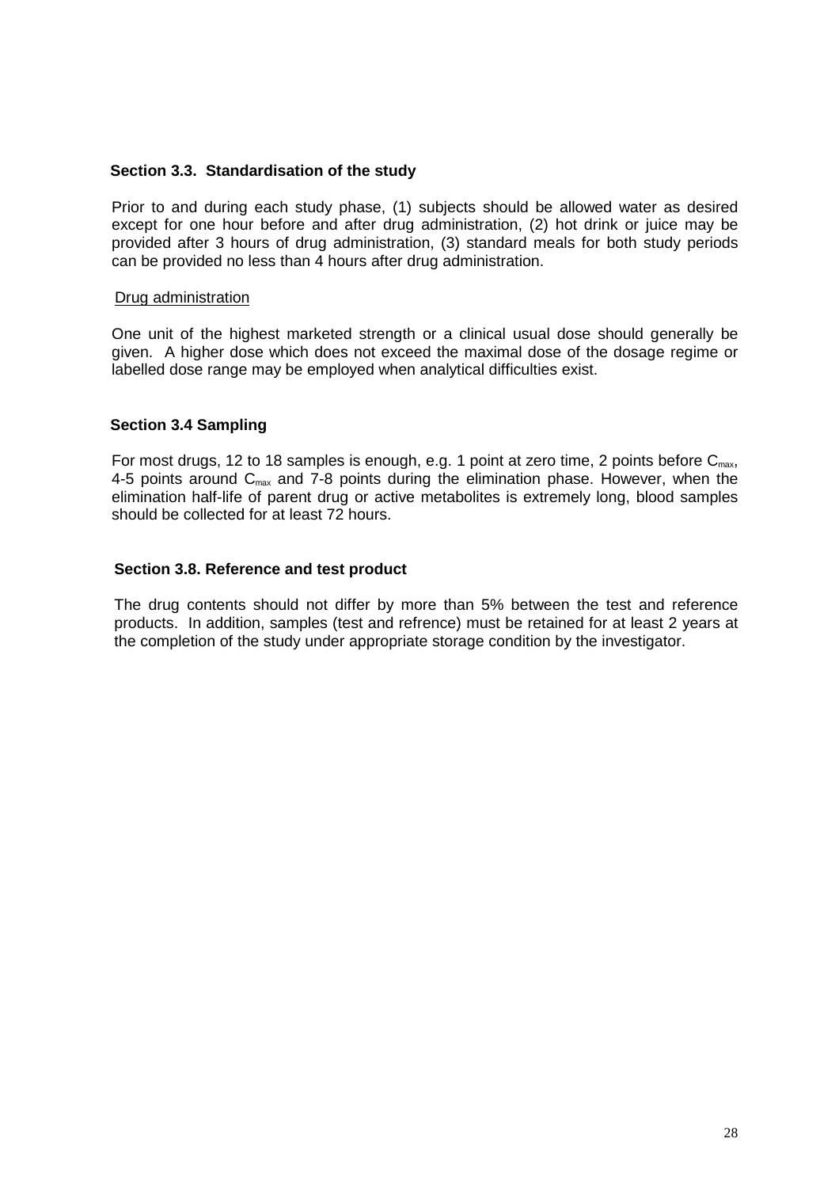### Section 3.3. Standardisation of the study

Prior to and during each study phase, (1) subjects should be allowed water as desired except for one hour before and after drug administration, (2) hot drink or juice may be provided after 3 hours of drug administration, (3) standard meals for both study periods can be provided no less than 4 hours after drug administration.

Drug administration

One unit of the highest marketed strength or a clinical usual dose should generally be given. A higher dose which does not exceed the maximal dose of the dosage regime or labelled dose range may be employed when analytical difficulties exist.

### Section 3.4 Sampling

For most drugs, 12 to 18 samples is enough, e.g. 1 point at zero time, 2 points before $C_{max}$, 4-5 points around $C_{max}$ and 7-8 points during the elimination phase. However, when the elimination half-life of parent drug or active metabolites is extremely long, blood samples should be collected for at least 72 hours.

### Section 3.8. Reference and test product

The drug contents should not differ by more than 5% between the test and reference products. In addition, samples (test and refrence) must be retained for at least 2 years at the completion of the study under appropriate storage condition by the investigator.